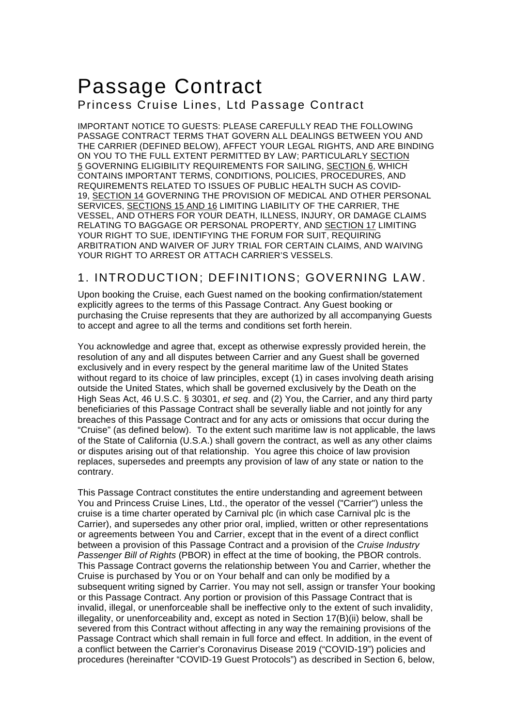# Passage Contract

## Princess Cruise Lines, Ltd Passage Contract

IMPORTANT NOTICE TO GUESTS: PLEASE CAREFULLY READ THE FOLLOWING PASSAGE CONTRACT TERMS THAT GOVERN ALL DEALINGS BETWEEN YOU AND THE CARRIER (DEFINED BELOW), AFFECT YOUR LEGAL RIGHTS, AND ARE BINDING ON YOU TO THE FULL EXTENT PERMITTED BY LAW; PARTICULARLY SECTION 5 GOVERNING ELIGIBILITY REQUIREMENTS FOR SAILING, SECTION 6, WHICH CONTAINS IMPORTANT TERMS, CONDITIONS, POLICIES, PROCEDURES, AND REQUIREMENTS RELATED TO ISSUES OF PUBLIC HEALTH SUCH AS COVID-19, SECTION 14 GOVERNING THE PROVISION OF MEDICAL AND OTHER PERSONAL SERVICES, SECTIONS 15 AND 16 LIMITING LIABILITY OF THE CARRIER, THE VESSEL, AND OTHERS FOR YOUR DEATH, ILLNESS, INJURY, OR DAMAGE CLAIMS RELATING TO BAGGAGE OR PERSONAL PROPERTY, AND SECTION 17 LIMITING YOUR RIGHT TO SUE, IDENTIFYING THE FORUM FOR SUIT, REQUIRING ARBITRATION AND WAIVER OF JURY TRIAL FOR CERTAIN CLAIMS, AND WAIVING YOUR RIGHT TO ARREST OR ATTACH CARRIER'S VESSELS.

## 1. INTRODUCTION; DEFINITIONS; GOVERNING LAW.

Upon booking the Cruise, each Guest named on the booking confirmation/statement explicitly agrees to the terms of this Passage Contract. Any Guest booking or purchasing the Cruise represents that they are authorized by all accompanying Guests to accept and agree to all the terms and conditions set forth herein.

You acknowledge and agree that, except as otherwise expressly provided herein, the resolution of any and all disputes between Carrier and any Guest shall be governed exclusively and in every respect by the general maritime law of the United States without regard to its choice of law principles, except (1) in cases involving death arising outside the United States, which shall be governed exclusively by the Death on the High Seas Act, 46 U.S.C. § 30301, *et seq*. and (2) You, the Carrier, and any third party beneficiaries of this Passage Contract shall be severally liable and not jointly for any breaches of this Passage Contract and for any acts or omissions that occur during the "Cruise" (as defined below). To the extent such maritime law is not applicable, the laws of the State of California (U.S.A.) shall govern the contract, as well as any other claims or disputes arising out of that relationship. You agree this choice of law provision replaces, supersedes and preempts any provision of law of any state or nation to the contrary.

This Passage Contract constitutes the entire understanding and agreement between You and Princess Cruise Lines, Ltd., the operator of the vessel ("Carrier") unless the cruise is a time charter operated by Carnival plc (in which case Carnival plc is the Carrier), and supersedes any other prior oral, implied, written or other representations or agreements between You and Carrier, except that in the event of a direct conflict between a provision of this Passage Contract and a provision of the *Cruise Industry Passenger Bill of Rights* (PBOR) in effect at the time of booking, the PBOR controls. This Passage Contract governs the relationship between You and Carrier, whether the Cruise is purchased by You or on Your behalf and can only be modified by a subsequent writing signed by Carrier. You may not sell, assign or transfer Your booking or this Passage Contract. Any portion or provision of this Passage Contract that is invalid, illegal, or unenforceable shall be ineffective only to the extent of such invalidity, illegality, or unenforceability and, except as noted in Section 17(B)(ii) below, shall be severed from this Contract without affecting in any way the remaining provisions of the Passage Contract which shall remain in full force and effect. In addition, in the event of a conflict between the Carrier's Coronavirus Disease 2019 ("COVID-19") policies and procedures (hereinafter "COVID-19 Guest Protocols") as described in Section 6, below,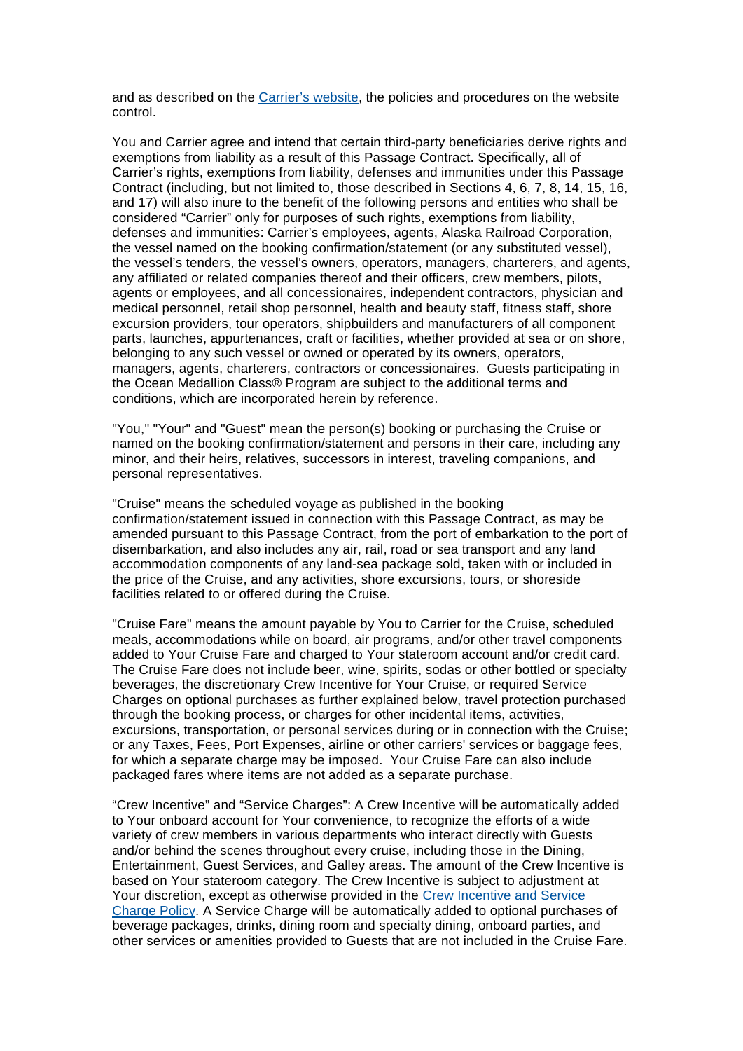and as described on the Carrier's website, the policies and procedures on the website control.

You and Carrier agree and intend that certain third-party beneficiaries derive rights and exemptions from liability as a result of this Passage Contract. Specifically, all of Carrier's rights, exemptions from liability, defenses and immunities under this Passage Contract (including, but not limited to, those described in Sections 4, 6, 7, 8, 14, 15, 16, and 17) will also inure to the benefit of the following persons and entities who shall be considered "Carrier" only for purposes of such rights, exemptions from liability, defenses and immunities: Carrier's employees, agents, Alaska Railroad Corporation, the vessel named on the booking confirmation/statement (or any substituted vessel), the vessel's tenders, the vessel's owners, operators, managers, charterers, and agents, any affiliated or related companies thereof and their officers, crew members, pilots, agents or employees, and all concessionaires, independent contractors, physician and medical personnel, retail shop personnel, health and beauty staff, fitness staff, shore excursion providers, tour operators, shipbuilders and manufacturers of all component parts, launches, appurtenances, craft or facilities, whether provided at sea or on shore, belonging to any such vessel or owned or operated by its owners, operators, managers, agents, charterers, contractors or concessionaires. Guests participating in the Ocean Medallion Class® Program are subject to the additional terms and conditions, which are incorporated herein by reference.

"You," "Your" and "Guest" mean the person(s) booking or purchasing the Cruise or named on the booking confirmation/statement and persons in their care, including any minor, and their heirs, relatives, successors in interest, traveling companions, and personal representatives.

"Cruise" means the scheduled voyage as published in the booking confirmation/statement issued in connection with this Passage Contract, as may be amended pursuant to this Passage Contract, from the port of embarkation to the port of disembarkation, and also includes any air, rail, road or sea transport and any land accommodation components of any land-sea package sold, taken with or included in the price of the Cruise, and any activities, shore excursions, tours, or shoreside facilities related to or offered during the Cruise.

"Cruise Fare" means the amount payable by You to Carrier for the Cruise, scheduled meals, accommodations while on board, air programs, and/or other travel components added to Your Cruise Fare and charged to Your stateroom account and/or credit card. The Cruise Fare does not include beer, wine, spirits, sodas or other bottled or specialty beverages, the discretionary Crew Incentive for Your Cruise, or required Service Charges on optional purchases as further explained below, travel protection purchased through the booking process, or charges for other incidental items, activities, excursions, transportation, or personal services during or in connection with the Cruise; or any Taxes, Fees, Port Expenses, airline or other carriers' services or baggage fees, for which a separate charge may be imposed. Your Cruise Fare can also include packaged fares where items are not added as a separate purchase.

"Crew Incentive" and "Service Charges": A Crew Incentive will be automatically added to Your onboard account for Your convenience, to recognize the efforts of a wide variety of crew members in various departments who interact directly with Guests and/or behind the scenes throughout every cruise, including those in the Dining, Entertainment, Guest Services, and Galley areas. The amount of the Crew Incentive is based on Your stateroom category. The Crew Incentive is subject to adjustment at Your discretion, except as otherwise provided in the Crew Incentive and Service Charge Policy. A Service Charge will be automatically added to optional purchases of beverage packages, drinks, dining room and specialty dining, onboard parties, and other services or amenities provided to Guests that are not included in the Cruise Fare.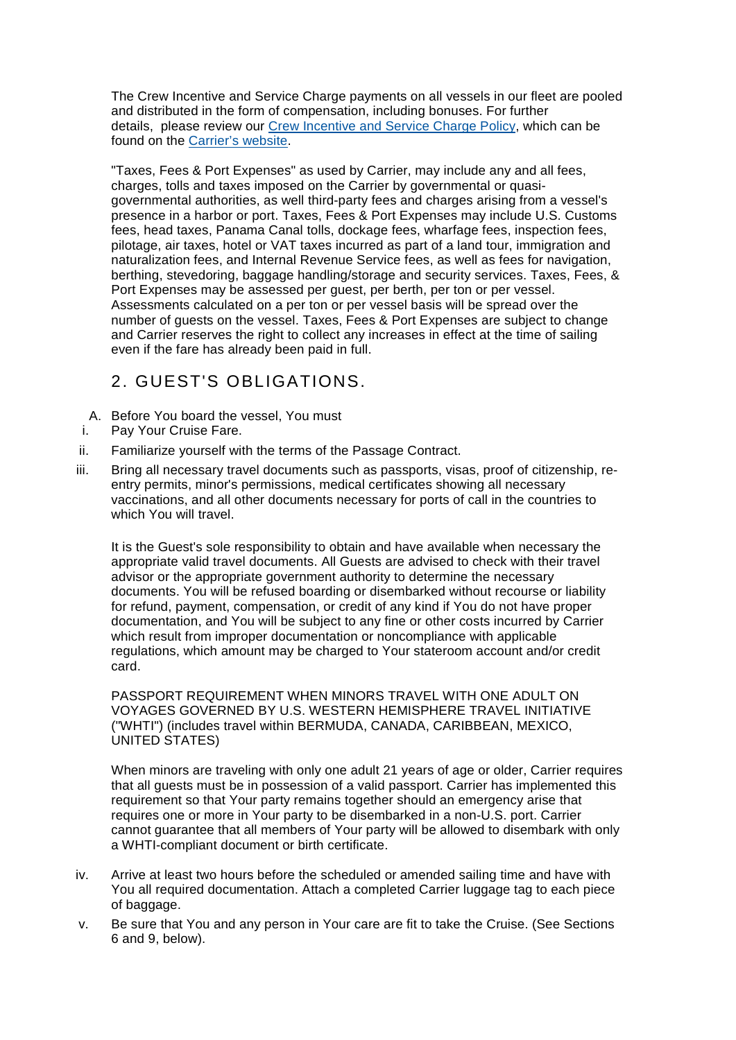The Crew Incentive and Service Charge payments on all vessels in our fleet are pooled and distributed in the form of compensation, including bonuses. For further details, please review our [Crew Incentive and Service Charge Policy](), which can be found on the [Carrier's website]().

"Taxes, Fees & Port Expenses" as used by Carrier, may include any and all fees, charges, tolls and taxes imposed on the Carrier by governmental or quasi-governmental authorities, as well third-party fees and charges arising from a vessel's presence in a harbor or port. Taxes, Fees & Port Expenses may include U.S. Customs fees, head taxes, Panama Canal tolls, dockage fees, wharfage fees, inspection fees, pilotage, air taxes, hotel or VAT taxes incurred as part of a land tour, immigration and naturalization fees, and Internal Revenue Service fees, as well as fees for navigation, berthing, stevedoring, baggage handling/storage and security services. Taxes, Fees, & Port Expenses may be assessed per guest, per berth, per ton or per vessel. Assessments calculated on a per ton or per vessel basis will be spread over the number of guests on the vessel. Taxes, Fees & Port Expenses are subject to change and Carrier reserves the right to collect any increases in effect at the time of sailing even if the fare has already been paid in full.

## 2. GUEST'S OBLIGATIONS.

A. Before You board the vessel, You must

i. Pay Your Cruise Fare.

ii. Familiarize yourself with the terms of the Passage Contract.

iii. Bring all necessary travel documents such as passports, visas, proof of citizenship, re-entry permits, minor's permissions, medical certificates showing all necessary vaccinations, and all other documents necessary for ports of call in the countries to which You will travel.

   It is the Guest's sole responsibility to obtain and have available when necessary the appropriate valid travel documents. All Guests are advised to check with their travel advisor or the appropriate government authority to determine the necessary documents. You will be refused boarding or disembarked without recourse or liability for refund, payment, compensation, or credit of any kind if You do not have proper documentation, and You will be subject to any fine or other costs incurred by Carrier which result from improper documentation or noncompliance with applicable regulations, which amount may be charged to Your stateroom account and/or credit card.

   PASSPORT REQUIREMENT WHEN MINORS TRAVEL WITH ONE ADULT ON VOYAGES GOVERNED BY U.S. WESTERN HEMISPHERE TRAVEL INITIATIVE ("WHTI") (includes travel within BERMUDA, CANADA, CARIBBEAN, MEXICO, UNITED STATES)

   When minors are traveling with only one adult 21 years of age or older, Carrier requires that all guests must be in possession of a valid passport. Carrier has implemented this requirement so that Your party remains together should an emergency arise that requires one or more in Your party to be disembarked in a non-U.S. port. Carrier cannot guarantee that all members of Your party will be allowed to disembark with only a WHTI-compliant document or birth certificate.

iv. Arrive at least two hours before the scheduled or amended sailing time and have with You all required documentation. Attach a completed Carrier luggage tag to each piece of baggage.

v. Be sure that You and any person in Your care are fit to take the Cruise. (See Sections 6 and 9, below).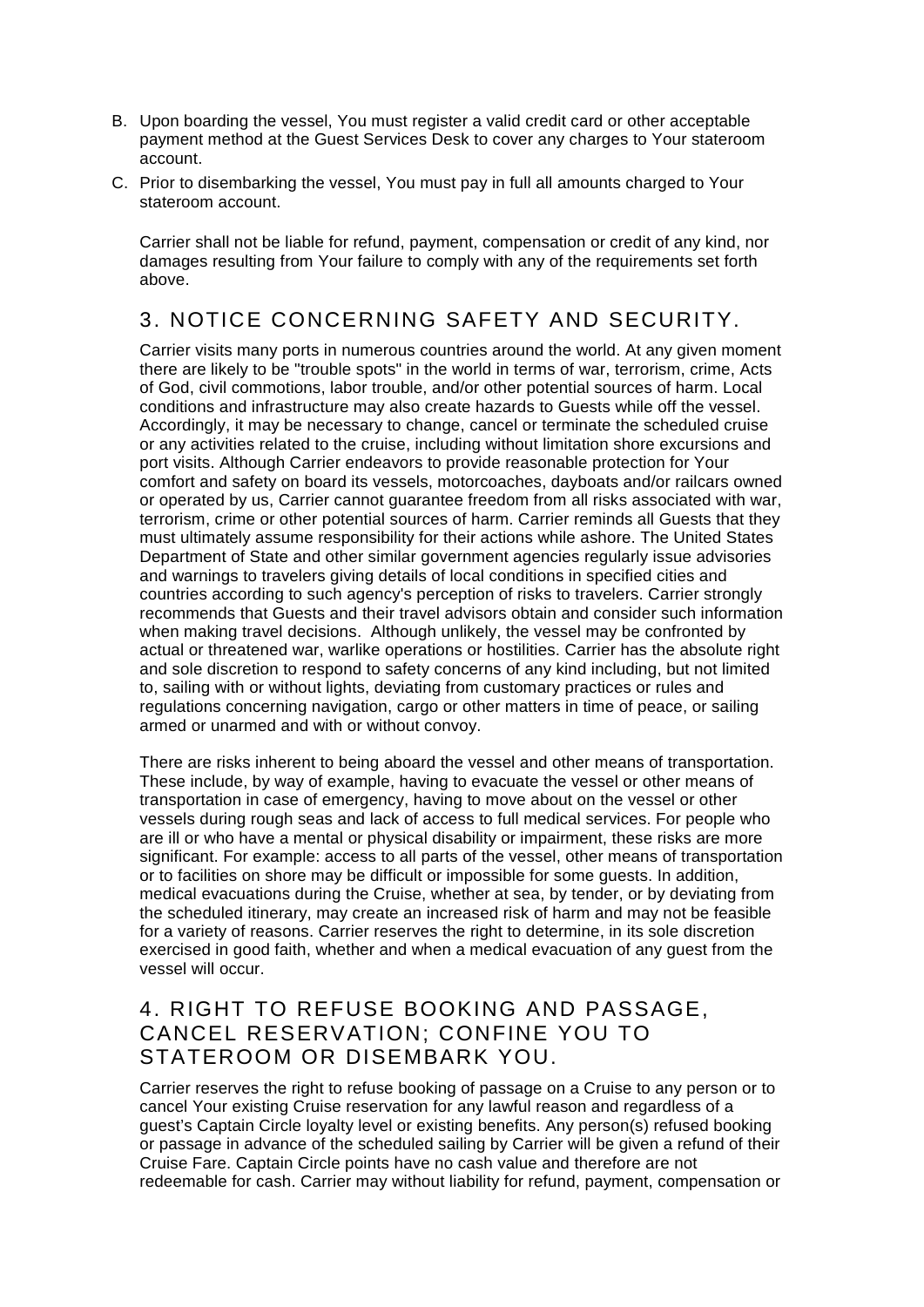B. Upon boarding the vessel, You must register a valid credit card or other acceptable payment method at the Guest Services Desk to cover any charges to Your stateroom account.

C. Prior to disembarking the vessel, You must pay in full all amounts charged to Your stateroom account.

Carrier shall not be liable for refund, payment, compensation or credit of any kind, nor damages resulting from Your failure to comply with any of the requirements set forth above.

## 3. NOTICE CONCERNING SAFETY AND SECURITY.

Carrier visits many ports in numerous countries around the world. At any given moment there are likely to be "trouble spots" in the world in terms of war, terrorism, crime, Acts of God, civil commotions, labor trouble, and/or other potential sources of harm. Local conditions and infrastructure may also create hazards to Guests while off the vessel. Accordingly, it may be necessary to change, cancel or terminate the scheduled cruise or any activities related to the cruise, including without limitation shore excursions and port visits. Although Carrier endeavors to provide reasonable protection for Your comfort and safety on board its vessels, motorcoaches, dayboats and/or railcars owned or operated by us, Carrier cannot guarantee freedom from all risks associated with war, terrorism, crime or other potential sources of harm. Carrier reminds all Guests that they must ultimately assume responsibility for their actions while ashore. The United States Department of State and other similar government agencies regularly issue advisories and warnings to travelers giving details of local conditions in specified cities and countries according to such agency's perception of risks to travelers. Carrier strongly recommends that Guests and their travel advisors obtain and consider such information when making travel decisions. Although unlikely, the vessel may be confronted by actual or threatened war, warlike operations or hostilities. Carrier has the absolute right and sole discretion to respond to safety concerns of any kind including, but not limited to, sailing with or without lights, deviating from customary practices or rules and regulations concerning navigation, cargo or other matters in time of peace, or sailing armed or unarmed and with or without convoy.

There are risks inherent to being aboard the vessel and other means of transportation. These include, by way of example, having to evacuate the vessel or other means of transportation in case of emergency, having to move about on the vessel or other vessels during rough seas and lack of access to full medical services. For people who are ill or who have a mental or physical disability or impairment, these risks are more significant. For example: access to all parts of the vessel, other means of transportation or to facilities on shore may be difficult or impossible for some guests. In addition, medical evacuations during the Cruise, whether at sea, by tender, or by deviating from the scheduled itinerary, may create an increased risk of harm and may not be feasible for a variety of reasons. Carrier reserves the right to determine, in its sole discretion exercised in good faith, whether and when a medical evacuation of any guest from the vessel will occur.

## 4. RIGHT TO REFUSE BOOKING AND PASSAGE, CANCEL RESERVATION; CONFINE YOU TO STATEROOM OR DISEMBARK YOU.

Carrier reserves the right to refuse booking of passage on a Cruise to any person or to cancel Your existing Cruise reservation for any lawful reason and regardless of a guest's Captain Circle loyalty level or existing benefits. Any person(s) refused booking or passage in advance of the scheduled sailing by Carrier will be given a refund of their Cruise Fare. Captain Circle points have no cash value and therefore are not redeemable for cash. Carrier may without liability for refund, payment, compensation or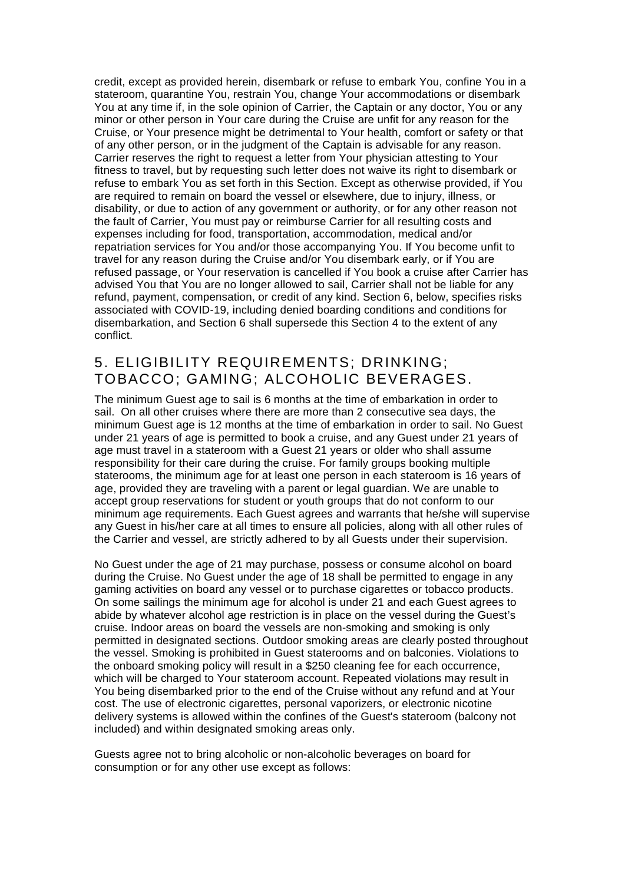credit, except as provided herein, disembark or refuse to embark You, confine You in a stateroom, quarantine You, restrain You, change Your accommodations or disembark You at any time if, in the sole opinion of Carrier, the Captain or any doctor, You or any minor or other person in Your care during the Cruise are unfit for any reason for the Cruise, or Your presence might be detrimental to Your health, comfort or safety or that of any other person, or in the judgment of the Captain is advisable for any reason. Carrier reserves the right to request a letter from Your physician attesting to Your fitness to travel, but by requesting such letter does not waive its right to disembark or refuse to embark You as set forth in this Section. Except as otherwise provided, if You are required to remain on board the vessel or elsewhere, due to injury, illness, or disability, or due to action of any government or authority, or for any other reason not the fault of Carrier, You must pay or reimburse Carrier for all resulting costs and expenses including for food, transportation, accommodation, medical and/or repatriation services for You and/or those accompanying You. If You become unfit to travel for any reason during the Cruise and/or You disembark early, or if You are refused passage, or Your reservation is cancelled if You book a cruise after Carrier has advised You that You are no longer allowed to sail, Carrier shall not be liable for any refund, payment, compensation, or credit of any kind. Section 6, below, specifies risks associated with COVID-19, including denied boarding conditions and conditions for disembarkation, and Section 6 shall supersede this Section 4 to the extent of any conflict.

## 5. ELIGIBILITY REQUIREMENTS; DRINKING; TOBACCO; GAMING; ALCOHOLIC BEVERAGES.

The minimum Guest age to sail is 6 months at the time of embarkation in order to sail. On all other cruises where there are more than 2 consecutive sea days, the minimum Guest age is 12 months at the time of embarkation in order to sail. No Guest under 21 years of age is permitted to book a cruise, and any Guest under 21 years of age must travel in a stateroom with a Guest 21 years or older who shall assume responsibility for their care during the cruise. For family groups booking multiple staterooms, the minimum age for at least one person in each stateroom is 16 years of age, provided they are traveling with a parent or legal guardian. We are unable to accept group reservations for student or youth groups that do not conform to our minimum age requirements. Each Guest agrees and warrants that he/she will supervise any Guest in his/her care at all times to ensure all policies, along with all other rules of the Carrier and vessel, are strictly adhered to by all Guests under their supervision.

No Guest under the age of 21 may purchase, possess or consume alcohol on board during the Cruise. No Guest under the age of 18 shall be permitted to engage in any gaming activities on board any vessel or to purchase cigarettes or tobacco products. On some sailings the minimum age for alcohol is under 21 and each Guest agrees to abide by whatever alcohol age restriction is in place on the vessel during the Guest's cruise. Indoor areas on board the vessels are non-smoking and smoking is only permitted in designated sections. Outdoor smoking areas are clearly posted throughout the vessel. Smoking is prohibited in Guest staterooms and on balconies. Violations to the onboard smoking policy will result in a $250 cleaning fee for each occurrence, which will be charged to Your stateroom account. Repeated violations may result in You being disembarked prior to the end of the Cruise without any refund and at Your cost. The use of electronic cigarettes, personal vaporizers, or electronic nicotine delivery systems is allowed within the confines of the Guest's stateroom (balcony not included) and within designated smoking areas only.

Guests agree not to bring alcoholic or non-alcoholic beverages on board for consumption or for any other use except as follows: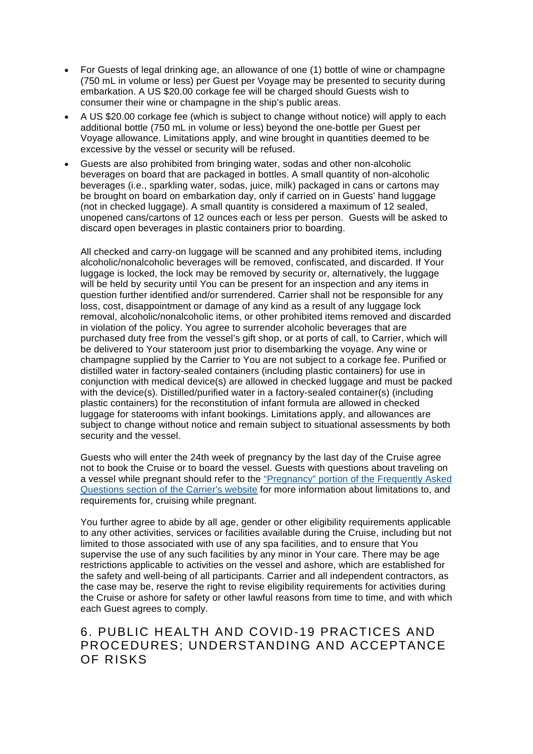- For Guests of legal drinking age, an allowance of one (1) bottle of wine or champagne (750 mL in volume or less) per Guest per Voyage may be presented to security during embarkation. A US $20.00 corkage fee will be charged should Guests wish to consumer their wine or champagne in the ship's public areas.
- A US $20.00 corkage fee (which is subject to change without notice) will apply to each additional bottle (750 mL in volume or less) beyond the one-bottle per Guest per Voyage allowance. Limitations apply, and wine brought in quantities deemed to be excessive by the vessel or security will be refused.
- Guests are also prohibited from bringing water, sodas and other non-alcoholic beverages on board that are packaged in bottles. A small quantity of non-alcoholic beverages (i.e., sparkling water, sodas, juice, milk) packaged in cans or cartons may be brought on board on embarkation day, only if carried on in Guests' hand luggage (not in checked luggage). A small quantity is considered a maximum of 12 sealed, unopened cans/cartons of 12 ounces each or less per person. Guests will be asked to discard open beverages in plastic containers prior to boarding.

  All checked and carry-on luggage will be scanned and any prohibited items, including alcoholic/nonalcoholic beverages will be removed, confiscated, and discarded. If Your luggage is locked, the lock may be removed by security or, alternatively, the luggage will be held by security until You can be present for an inspection and any items in question further identified and/or surrendered. Carrier shall not be responsible for any loss, cost, disappointment or damage of any kind as a result of any luggage lock removal, alcoholic/nonalcoholic items, or other prohibited items removed and discarded in violation of the policy. You agree to surrender alcoholic beverages that are purchased duty free from the vessel's gift shop, or at ports of call, to Carrier, which will be delivered to Your stateroom just prior to disembarking the voyage. Any wine or champagne supplied by the Carrier to You are not subject to a corkage fee. Purified or distilled water in factory-sealed containers (including plastic containers) for use in conjunction with medical device(s) are allowed in checked luggage and must be packed with the device(s). Distilled/purified water in a factory-sealed container(s) (including plastic containers) for the reconstitution of infant formula are allowed in checked luggage for staterooms with infant bookings. Limitations apply, and allowances are subject to change without notice and remain subject to situational assessments by both security and the vessel.

  Guests who will enter the 24th week of pregnancy by the last day of the Cruise agree not to book the Cruise or to board the vessel. Guests with questions about traveling on a vessel while pregnant should refer to the "Pregnancy" portion of the Frequently Asked Questions section of the Carrier's website for more information about limitations to, and requirements for, cruising while pregnant.

  You further agree to abide by all age, gender or other eligibility requirements applicable to any other activities, services or facilities available during the Cruise, including but not limited to those associated with use of any spa facilities, and to ensure that You supervise the use of any such facilities by any minor in Your care. There may be age restrictions applicable to activities on the vessel and ashore, which are established for the safety and well-being of all participants. Carrier and all independent contractors, as the case may be, reserve the right to revise eligibility requirements for activities during the Cruise or ashore for safety or other lawful reasons from time to time, and with which each Guest agrees to comply.

## 6. PUBLIC HEALTH AND COVID-19 PRACTICES AND PROCEDURES; UNDERSTANDING AND ACCEPTANCE OF RISKS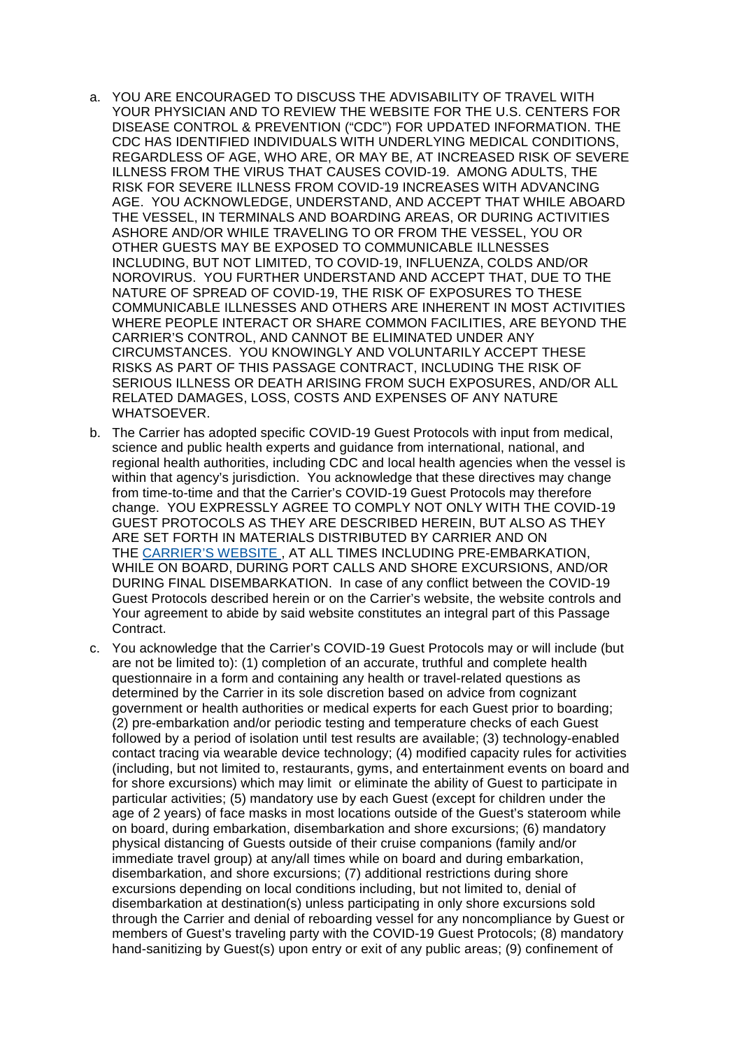a. YOU ARE ENCOURAGED TO DISCUSS THE ADVISABILITY OF TRAVEL WITH YOUR PHYSICIAN AND TO REVIEW THE WEBSITE FOR THE U.S. CENTERS FOR DISEASE CONTROL & PREVENTION ("CDC") FOR UPDATED INFORMATION. THE CDC HAS IDENTIFIED INDIVIDUALS WITH UNDERLYING MEDICAL CONDITIONS, REGARDLESS OF AGE, WHO ARE, OR MAY BE, AT INCREASED RISK OF SEVERE ILLNESS FROM THE VIRUS THAT CAUSES COVID-19. AMONG ADULTS, THE RISK FOR SEVERE ILLNESS FROM COVID-19 INCREASES WITH ADVANCING AGE. YOU ACKNOWLEDGE, UNDERSTAND, AND ACCEPT THAT WHILE ABOARD THE VESSEL, IN TERMINALS AND BOARDING AREAS, OR DURING ACTIVITIES ASHORE AND/OR WHILE TRAVELING TO OR FROM THE VESSEL, YOU OR OTHER GUESTS MAY BE EXPOSED TO COMMUNICABLE ILLNESSES INCLUDING, BUT NOT LIMITED, TO COVID-19, INFLUENZA, COLDS AND/OR NOROVIRUS. YOU FURTHER UNDERSTAND AND ACCEPT THAT, DUE TO THE NATURE OF SPREAD OF COVID-19, THE RISK OF EXPOSURES TO THESE COMMUNICABLE ILLNESSES AND OTHERS ARE INHERENT IN MOST ACTIVITIES WHERE PEOPLE INTERACT OR SHARE COMMON FACILITIES, ARE BEYOND THE CARRIER'S CONTROL, AND CANNOT BE ELIMINATED UNDER ANY CIRCUMSTANCES. YOU KNOWINGLY AND VOLUNTARILY ACCEPT THESE RISKS AS PART OF THIS PASSAGE CONTRACT, INCLUDING THE RISK OF SERIOUS ILLNESS OR DEATH ARISING FROM SUCH EXPOSURES, AND/OR ALL RELATED DAMAGES, LOSS, COSTS AND EXPENSES OF ANY NATURE WHATSOEVER.

b. The Carrier has adopted specific COVID-19 Guest Protocols with input from medical, science and public health experts and guidance from international, national, and regional health authorities, including CDC and local health agencies when the vessel is within that agency's jurisdiction. You acknowledge that these directives may change from time-to-time and that the Carrier's COVID-19 Guest Protocols may therefore change. YOU EXPRESSLY AGREE TO COMPLY NOT ONLY WITH THE COVID-19 GUEST PROTOCOLS AS THEY ARE DESCRIBED HEREIN, BUT ALSO AS THEY ARE SET FORTH IN MATERIALS DISTRIBUTED BY CARRIER AND ON THE CARRIER'S WEBSITE , AT ALL TIMES INCLUDING PRE-EMBARKATION, WHILE ON BOARD, DURING PORT CALLS AND SHORE EXCURSIONS, AND/OR DURING FINAL DISEMBARKATION. In case of any conflict between the COVID-19 Guest Protocols described herein or on the Carrier's website, the website controls and Your agreement to abide by said website constitutes an integral part of this Passage Contract.

c. You acknowledge that the Carrier's COVID-19 Guest Protocols may or will include (but are not be limited to): (1) completion of an accurate, truthful and complete health questionnaire in a form and containing any health or travel-related questions as determined by the Carrier in its sole discretion based on advice from cognizant government or health authorities or medical experts for each Guest prior to boarding; (2) pre-embarkation and/or periodic testing and temperature checks of each Guest followed by a period of isolation until test results are available; (3) technology-enabled contact tracing via wearable device technology; (4) modified capacity rules for activities (including, but not limited to, restaurants, gyms, and entertainment events on board and for shore excursions) which may limit or eliminate the ability of Guest to participate in particular activities; (5) mandatory use by each Guest (except for children under the age of 2 years) of face masks in most locations outside of the Guest's stateroom while on board, during embarkation, disembarkation and shore excursions; (6) mandatory physical distancing of Guests outside of their cruise companions (family and/or immediate travel group) at any/all times while on board and during embarkation, disembarkation, and shore excursions; (7) additional restrictions during shore excursions depending on local conditions including, but not limited to, denial of disembarkation at destination(s) unless participating in only shore excursions sold through the Carrier and denial of reboarding vessel for any noncompliance by Guest or members of Guest's traveling party with the COVID-19 Guest Protocols; (8) mandatory hand-sanitizing by Guest(s) upon entry or exit of any public areas; (9) confinement of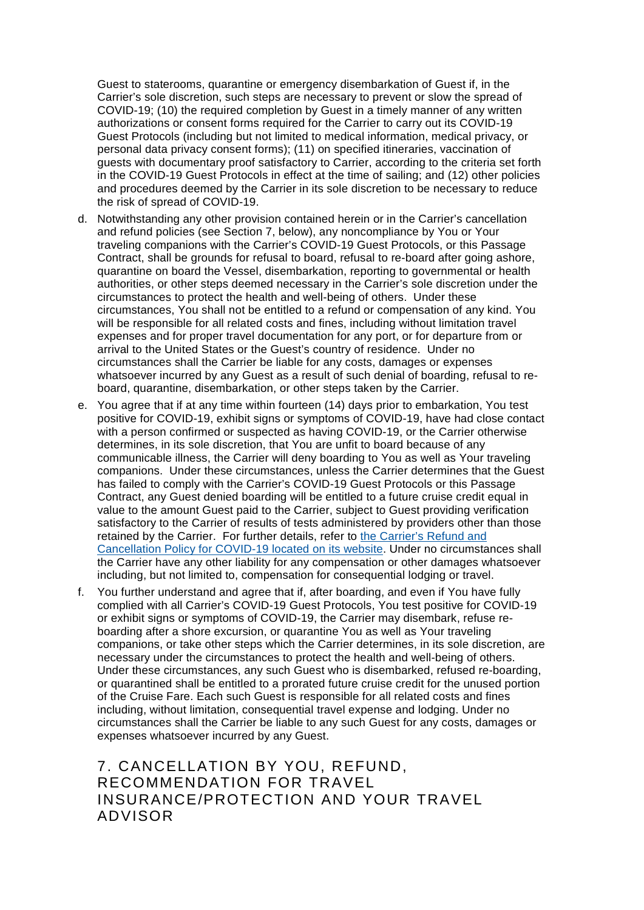Guest to staterooms, quarantine or emergency disembarkation of Guest if, in the Carrier's sole discretion, such steps are necessary to prevent or slow the spread of COVID-19; (10) the required completion by Guest in a timely manner of any written authorizations or consent forms required for the Carrier to carry out its COVID-19 Guest Protocols (including but not limited to medical information, medical privacy, or personal data privacy consent forms); (11) on specified itineraries, vaccination of guests with documentary proof satisfactory to Carrier, according to the criteria set forth in the COVID-19 Guest Protocols in effect at the time of sailing; and (12) other policies and procedures deemed by the Carrier in its sole discretion to be necessary to reduce the risk of spread of COVID-19.

d. Notwithstanding any other provision contained herein or in the Carrier's cancellation and refund policies (see Section 7, below), any noncompliance by You or Your traveling companions with the Carrier's COVID-19 Guest Protocols, or this Passage Contract, shall be grounds for refusal to board, refusal to re-board after going ashore, quarantine on board the Vessel, disembarkation, reporting to governmental or health authorities, or other steps deemed necessary in the Carrier's sole discretion under the circumstances to protect the health and well-being of others. Under these circumstances, You shall not be entitled to a refund or compensation of any kind. You will be responsible for all related costs and fines, including without limitation travel expenses and for proper travel documentation for any port, or for departure from or arrival to the United States or the Guest's country of residence. Under no circumstances shall the Carrier be liable for any costs, damages or expenses whatsoever incurred by any Guest as a result of such denial of boarding, refusal to re-board, quarantine, disembarkation, or other steps taken by the Carrier.

e. You agree that if at any time within fourteen (14) days prior to embarkation, You test positive for COVID-19, exhibit signs or symptoms of COVID-19, have had close contact with a person confirmed or suspected as having COVID-19, or the Carrier otherwise determines, in its sole discretion, that You are unfit to board because of any communicable illness, the Carrier will deny boarding to You as well as Your traveling companions. Under these circumstances, unless the Carrier determines that the Guest has failed to comply with the Carrier's COVID-19 Guest Protocols or this Passage Contract, any Guest denied boarding will be entitled to a future cruise credit equal in value to the amount Guest paid to the Carrier, subject to Guest providing verification satisfactory to the Carrier of results of tests administered by providers other than those retained by the Carrier. For further details, refer to the Carrier's Refund and Cancellation Policy for COVID-19 located on its website. Under no circumstances shall the Carrier have any other liability for any compensation or other damages whatsoever including, but not limited to, compensation for consequential lodging or travel.

f. You further understand and agree that if, after boarding, and even if You have fully complied with all Carrier's COVID-19 Guest Protocols, You test positive for COVID-19 or exhibit signs or symptoms of COVID-19, the Carrier may disembark, refuse re-boarding after a shore excursion, or quarantine You as well as Your traveling companions, or take other steps which the Carrier determines, in its sole discretion, are necessary under the circumstances to protect the health and well-being of others. Under these circumstances, any such Guest who is disembarked, refused re-boarding, or quarantined shall be entitled to a prorated future cruise credit for the unused portion of the Cruise Fare. Each such Guest is responsible for all related costs and fines including, without limitation, consequential travel expense and lodging. Under no circumstances shall the Carrier be liable to any such Guest for any costs, damages or expenses whatsoever incurred by any Guest.

## 7. CANCELLATION BY YOU, REFUND, RECOMMENDATION FOR TRAVEL INSURANCE/PROTECTION AND YOUR TRAVEL ADVISOR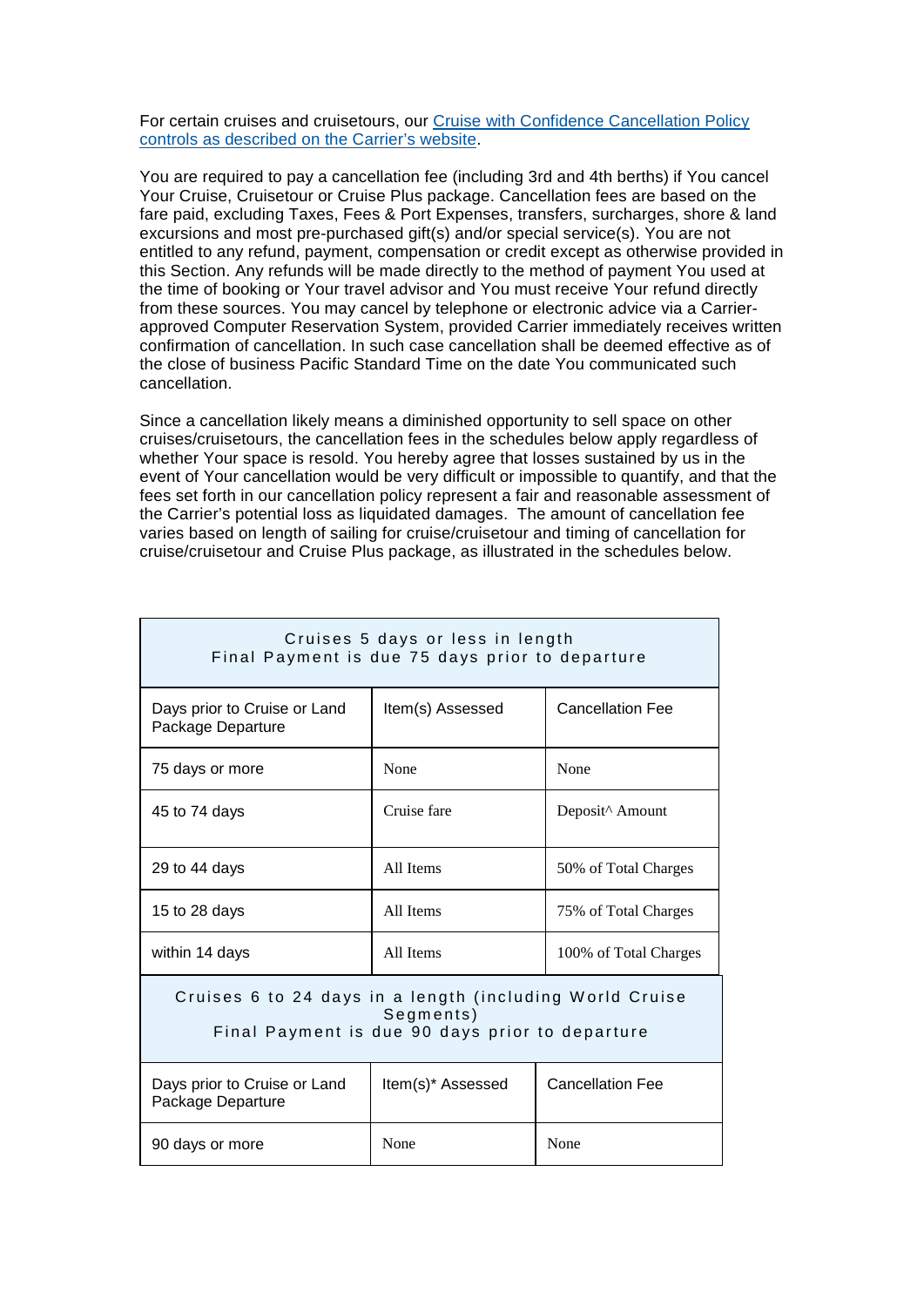For certain cruises and cruisetours, our [Cruise with Confidence Cancellation Policy controls as described on the Carrier's website](#).

You are required to pay a cancellation fee (including 3rd and 4th berths) if You cancel Your Cruise, Cruisetour or Cruise Plus package. Cancellation fees are based on the fare paid, excluding Taxes, Fees & Port Expenses, transfers, surcharges, shore & land excursions and most pre-purchased gift(s) and/or special service(s). You are not entitled to any refund, payment, compensation or credit except as otherwise provided in this Section. Any refunds will be made directly to the method of payment You used at the time of booking or Your travel advisor and You must receive Your refund directly from these sources. You may cancel by telephone or electronic advice via a Carrier-approved Computer Reservation System, provided Carrier immediately receives written confirmation of cancellation. In such case cancellation shall be deemed effective as of the close of business Pacific Standard Time on the date You communicated such cancellation.

Since a cancellation likely means a diminished opportunity to sell space on other cruises/cruisetours, the cancellation fees in the schedules below apply regardless of whether Your space is resold. You hereby agree that losses sustained by us in the event of Your cancellation would be very difficult or impossible to quantify, and that the fees set forth in our cancellation policy represent a fair and reasonable assessment of the Carrier's potential loss as liquidated damages. The amount of cancellation fee varies based on length of sailing for cruise/cruisetour and timing of cancellation for cruise/cruisetour and Cruise Plus package, as illustrated in the schedules below.

| Cruises 5 days or less in length<br>Final Payment is due 75 days prior to departure | | |
|---|---|---|
| Days prior to Cruise or Land Package Departure | Item(s) Assessed | Cancellation Fee |
| 75 days or more | None | None |
| 45 to 74 days | Cruise fare | Deposit^ Amount |
| 29 to 44 days | All Items | 50% of Total Charges |
| 15 to 28 days | All Items | 75% of Total Charges |
| within 14 days | All Items | 100% of Total Charges |
| **Cruises 6 to 24 days in a length (including World Cruise Segments)<br>Final Payment is due 90 days prior to departure** | | |
| Days prior to Cruise or Land Package Departure | Item(s)* Assessed | Cancellation Fee |
| 90 days or more | None | None |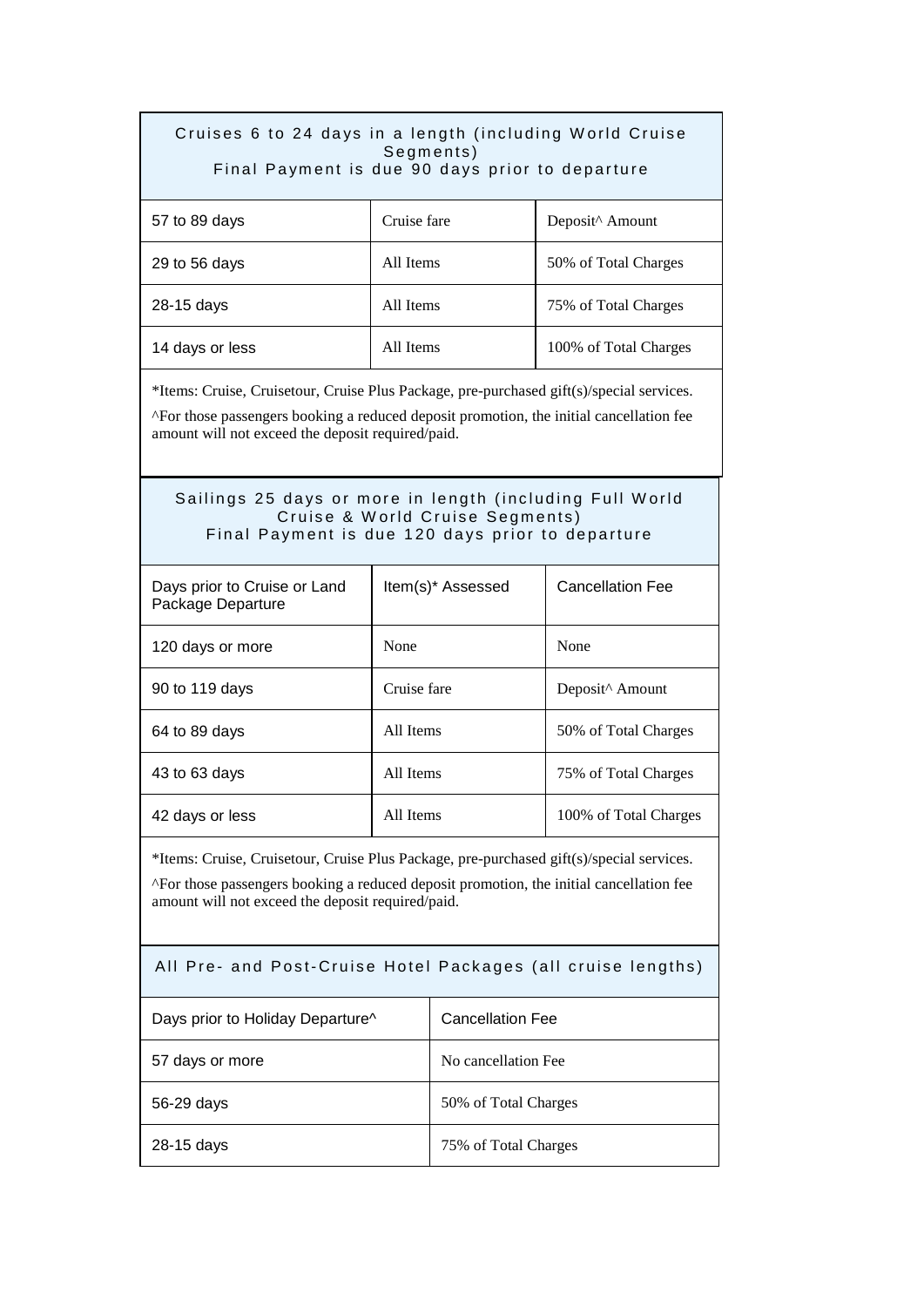### Cruises 6 to 24 days in a length (including World Cruise Segments)
### Final Payment is due 90 days prior to departure

| | | |
|---|---|---|
| 57 to 89 days | Cruise fare | Deposit^ Amount |
| 29 to 56 days | All Items | 50% of Total Charges |
| 28-15 days | All Items | 75% of Total Charges |
| 14 days or less | All Items | 100% of Total Charges |

*Items: Cruise, Cruisetour, Cruise Plus Package, pre-purchased gift(s)/special services.

^For those passengers booking a reduced deposit promotion, the initial cancellation fee amount will not exceed the deposit required/paid.

### Sailings 25 days or more in length (including Full World Cruise & World Cruise Segments)
### Final Payment is due 120 days prior to departure

| Days prior to Cruise or Land Package Departure | Item(s)* Assessed | Cancellation Fee |
|---|---|---|
| 120 days or more | None | None |
| 90 to 119 days | Cruise fare | Deposit^ Amount |
| 64 to 89 days | All Items | 50% of Total Charges |
| 43 to 63 days | All Items | 75% of Total Charges |
| 42 days or less | All Items | 100% of Total Charges |

*Items: Cruise, Cruisetour, Cruise Plus Package, pre-purchased gift(s)/special services.

^For those passengers booking a reduced deposit promotion, the initial cancellation fee amount will not exceed the deposit required/paid.

### All Pre- and Post-Cruise Hotel Packages (all cruise lengths)

| Days prior to Holiday Departure^ | Cancellation Fee |
|---|---|
| 57 days or more | No cancellation Fee |
| 56-29 days | 50% of Total Charges |
| 28-15 days | 75% of Total Charges |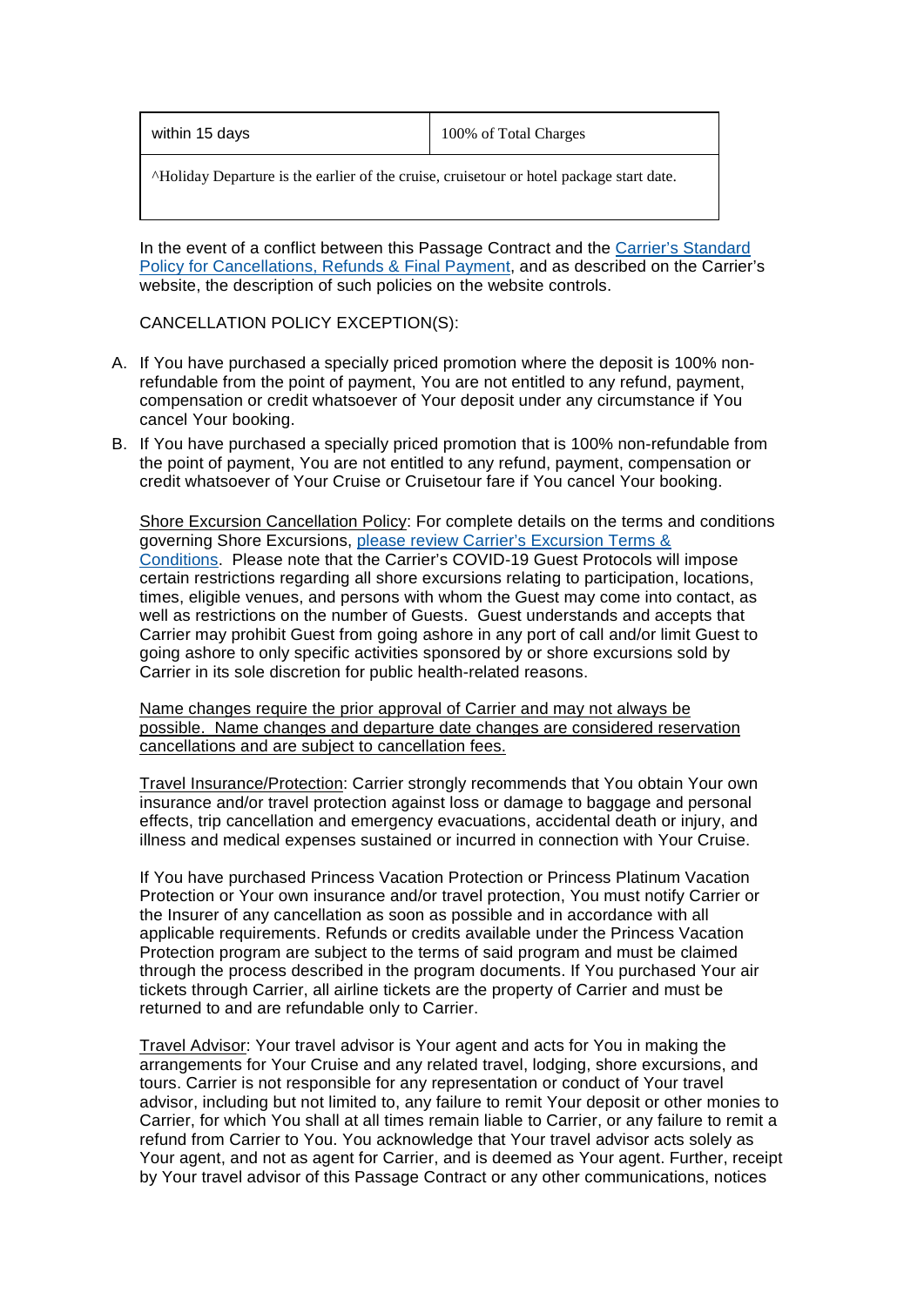| within 15 days | 100% of Total Charges |
|---|---|
| ^Holiday Departure is the earlier of the cruise, cruisetour or hotel package start date. | |

In the event of a conflict between this Passage Contract and the Carrier's Standard Policy for Cancellations, Refunds & Final Payment, and as described on the Carrier's website, the description of such policies on the website controls.

CANCELLATION POLICY EXCEPTION(S):

A. If You have purchased a specially priced promotion where the deposit is 100% non-refundable from the point of payment, You are not entitled to any refund, payment, compensation or credit whatsoever of Your deposit under any circumstance if You cancel Your booking.
B. If You have purchased a specially priced promotion that is 100% non-refundable from the point of payment, You are not entitled to any refund, payment, compensation or credit whatsoever of Your Cruise or Cruisetour fare if You cancel Your booking.

Shore Excursion Cancellation Policy: For complete details on the terms and conditions governing Shore Excursions, please review Carrier's Excursion Terms & Conditions. Please note that the Carrier's COVID-19 Guest Protocols will impose certain restrictions regarding all shore excursions relating to participation, locations, times, eligible venues, and persons with whom the Guest may come into contact, as well as restrictions on the number of Guests. Guest understands and accepts that Carrier may prohibit Guest from going ashore in any port of call and/or limit Guest to going ashore to only specific activities sponsored by or shore excursions sold by Carrier in its sole discretion for public health-related reasons.

Name changes require the prior approval of Carrier and may not always be possible. Name changes and departure date changes are considered reservation cancellations and are subject to cancellation fees.

Travel Insurance/Protection: Carrier strongly recommends that You obtain Your own insurance and/or travel protection against loss or damage to baggage and personal effects, trip cancellation and emergency evacuations, accidental death or injury, and illness and medical expenses sustained or incurred in connection with Your Cruise.

If You have purchased Princess Vacation Protection or Princess Platinum Vacation Protection or Your own insurance and/or travel protection, You must notify Carrier or the Insurer of any cancellation as soon as possible and in accordance with all applicable requirements. Refunds or credits available under the Princess Vacation Protection program are subject to the terms of said program and must be claimed through the process described in the program documents. If You purchased Your air tickets through Carrier, all airline tickets are the property of Carrier and must be returned to and are refundable only to Carrier.

Travel Advisor: Your travel advisor is Your agent and acts for You in making the arrangements for Your Cruise and any related travel, lodging, shore excursions, and tours. Carrier is not responsible for any representation or conduct of Your travel advisor, including but not limited to, any failure to remit Your deposit or other monies to Carrier, for which You shall at all times remain liable to Carrier, or any failure to remit a refund from Carrier to You. You acknowledge that Your travel advisor acts solely as Your agent, and not as agent for Carrier, and is deemed as Your agent. Further, receipt by Your travel advisor of this Passage Contract or any other communications, notices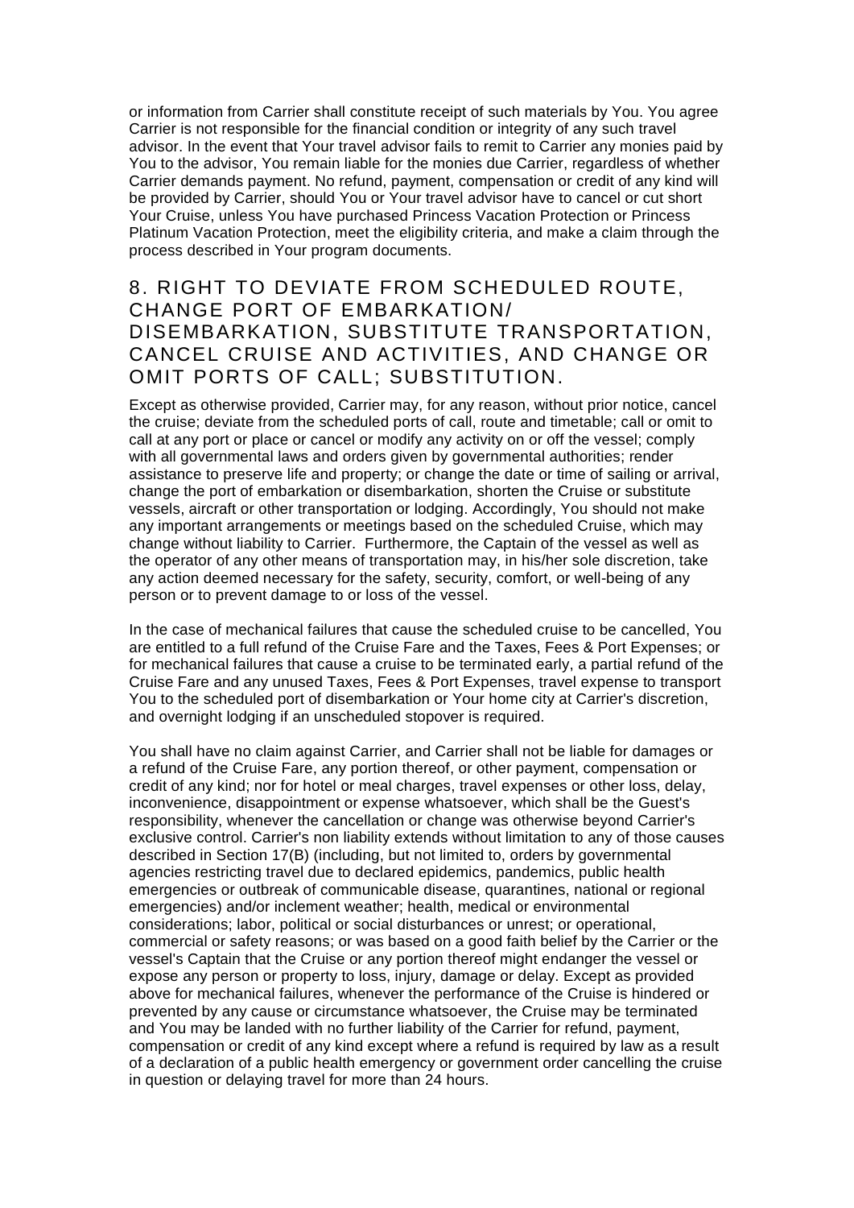or information from Carrier shall constitute receipt of such materials by You. You agree Carrier is not responsible for the financial condition or integrity of any such travel advisor. In the event that Your travel advisor fails to remit to Carrier any monies paid by You to the advisor, You remain liable for the monies due Carrier, regardless of whether Carrier demands payment. No refund, payment, compensation or credit of any kind will be provided by Carrier, should You or Your travel advisor have to cancel or cut short Your Cruise, unless You have purchased Princess Vacation Protection or Princess Platinum Vacation Protection, meet the eligibility criteria, and make a claim through the process described in Your program documents.

## 8. RIGHT TO DEVIATE FROM SCHEDULED ROUTE, CHANGE PORT OF EMBARKATION/ DISEMBARKATION, SUBSTITUTE TRANSPORTATION, CANCEL CRUISE AND ACTIVITIES, AND CHANGE OR OMIT PORTS OF CALL; SUBSTITUTION.

Except as otherwise provided, Carrier may, for any reason, without prior notice, cancel the cruise; deviate from the scheduled ports of call, route and timetable; call or omit to call at any port or place or cancel or modify any activity on or off the vessel; comply with all governmental laws and orders given by governmental authorities; render assistance to preserve life and property; or change the date or time of sailing or arrival, change the port of embarkation or disembarkation, shorten the Cruise or substitute vessels, aircraft or other transportation or lodging. Accordingly, You should not make any important arrangements or meetings based on the scheduled Cruise, which may change without liability to Carrier. Furthermore, the Captain of the vessel as well as the operator of any other means of transportation may, in his/her sole discretion, take any action deemed necessary for the safety, security, comfort, or well-being of any person or to prevent damage to or loss of the vessel.

In the case of mechanical failures that cause the scheduled cruise to be cancelled, You are entitled to a full refund of the Cruise Fare and the Taxes, Fees & Port Expenses; or for mechanical failures that cause a cruise to be terminated early, a partial refund of the Cruise Fare and any unused Taxes, Fees & Port Expenses, travel expense to transport You to the scheduled port of disembarkation or Your home city at Carrier's discretion, and overnight lodging if an unscheduled stopover is required.

You shall have no claim against Carrier, and Carrier shall not be liable for damages or a refund of the Cruise Fare, any portion thereof, or other payment, compensation or credit of any kind; nor for hotel or meal charges, travel expenses or other loss, delay, inconvenience, disappointment or expense whatsoever, which shall be the Guest's responsibility, whenever the cancellation or change was otherwise beyond Carrier's exclusive control. Carrier's non liability extends without limitation to any of those causes described in Section 17(B) (including, but not limited to, orders by governmental agencies restricting travel due to declared epidemics, pandemics, public health emergencies or outbreak of communicable disease, quarantines, national or regional emergencies) and/or inclement weather; health, medical or environmental considerations; labor, political or social disturbances or unrest; or operational, commercial or safety reasons; or was based on a good faith belief by the Carrier or the vessel's Captain that the Cruise or any portion thereof might endanger the vessel or expose any person or property to loss, injury, damage or delay. Except as provided above for mechanical failures, whenever the performance of the Cruise is hindered or prevented by any cause or circumstance whatsoever, the Cruise may be terminated and You may be landed with no further liability of the Carrier for refund, payment, compensation or credit of any kind except where a refund is required by law as a result of a declaration of a public health emergency or government order cancelling the cruise in question or delaying travel for more than 24 hours.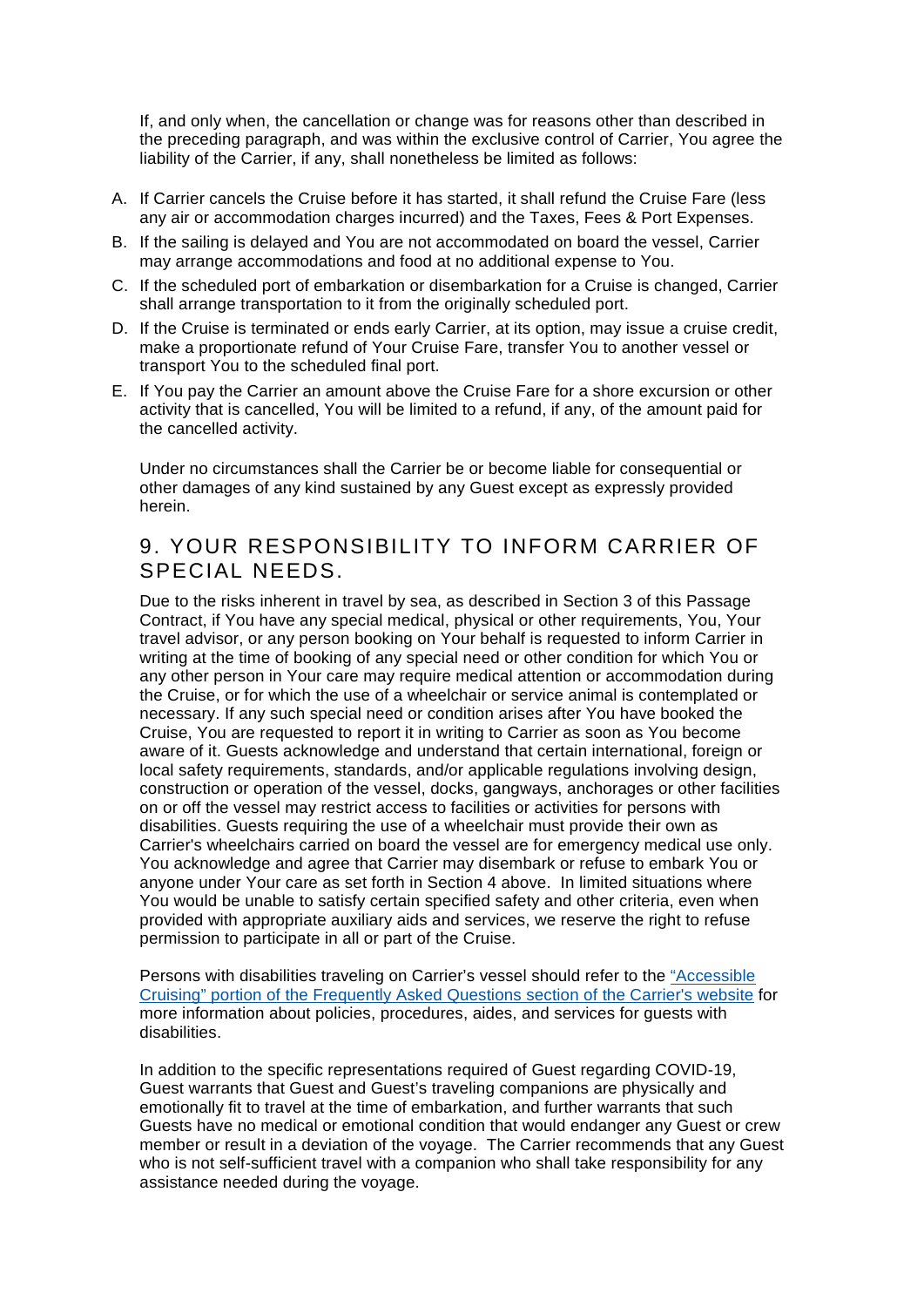If, and only when, the cancellation or change was for reasons other than described in the preceding paragraph, and was within the exclusive control of Carrier, You agree the liability of the Carrier, if any, shall nonetheless be limited as follows:

A. If Carrier cancels the Cruise before it has started, it shall refund the Cruise Fare (less any air or accommodation charges incurred) and the Taxes, Fees & Port Expenses.
B. If the sailing is delayed and You are not accommodated on board the vessel, Carrier may arrange accommodations and food at no additional expense to You.
C. If the scheduled port of embarkation or disembarkation for a Cruise is changed, Carrier shall arrange transportation to it from the originally scheduled port.
D. If the Cruise is terminated or ends early Carrier, at its option, may issue a cruise credit, make a proportionate refund of Your Cruise Fare, transfer You to another vessel or transport You to the scheduled final port.
E. If You pay the Carrier an amount above the Cruise Fare for a shore excursion or other activity that is cancelled, You will be limited to a refund, if any, of the amount paid for the cancelled activity.

Under no circumstances shall the Carrier be or become liable for consequential or other damages of any kind sustained by any Guest except as expressly provided herein.

## 9. YOUR RESPONSIBILITY TO INFORM CARRIER OF SPECIAL NEEDS.

Due to the risks inherent in travel by sea, as described in Section 3 of this Passage Contract, if You have any special medical, physical or other requirements, You, Your travel advisor, or any person booking on Your behalf is requested to inform Carrier in writing at the time of booking of any special need or other condition for which You or any other person in Your care may require medical attention or accommodation during the Cruise, or for which the use of a wheelchair or service animal is contemplated or necessary. If any such special need or condition arises after You have booked the Cruise, You are requested to report it in writing to Carrier as soon as You become aware of it. Guests acknowledge and understand that certain international, foreign or local safety requirements, standards, and/or applicable regulations involving design, construction or operation of the vessel, docks, gangways, anchorages or other facilities on or off the vessel may restrict access to facilities or activities for persons with disabilities. Guests requiring the use of a wheelchair must provide their own as Carrier's wheelchairs carried on board the vessel are for emergency medical use only. You acknowledge and agree that Carrier may disembark or refuse to embark You or anyone under Your care as set forth in Section 4 above. In limited situations where You would be unable to satisfy certain specified safety and other criteria, even when provided with appropriate auxiliary aids and services, we reserve the right to refuse permission to participate in all or part of the Cruise.

Persons with disabilities traveling on Carrier's vessel should refer to the "Accessible Cruising" portion of the Frequently Asked Questions section of the Carrier's website for more information about policies, procedures, aides, and services for guests with disabilities.

In addition to the specific representations required of Guest regarding COVID-19, Guest warrants that Guest and Guest's traveling companions are physically and emotionally fit to travel at the time of embarkation, and further warrants that such Guests have no medical or emotional condition that would endanger any Guest or crew member or result in a deviation of the voyage. The Carrier recommends that any Guest who is not self-sufficient travel with a companion who shall take responsibility for any assistance needed during the voyage.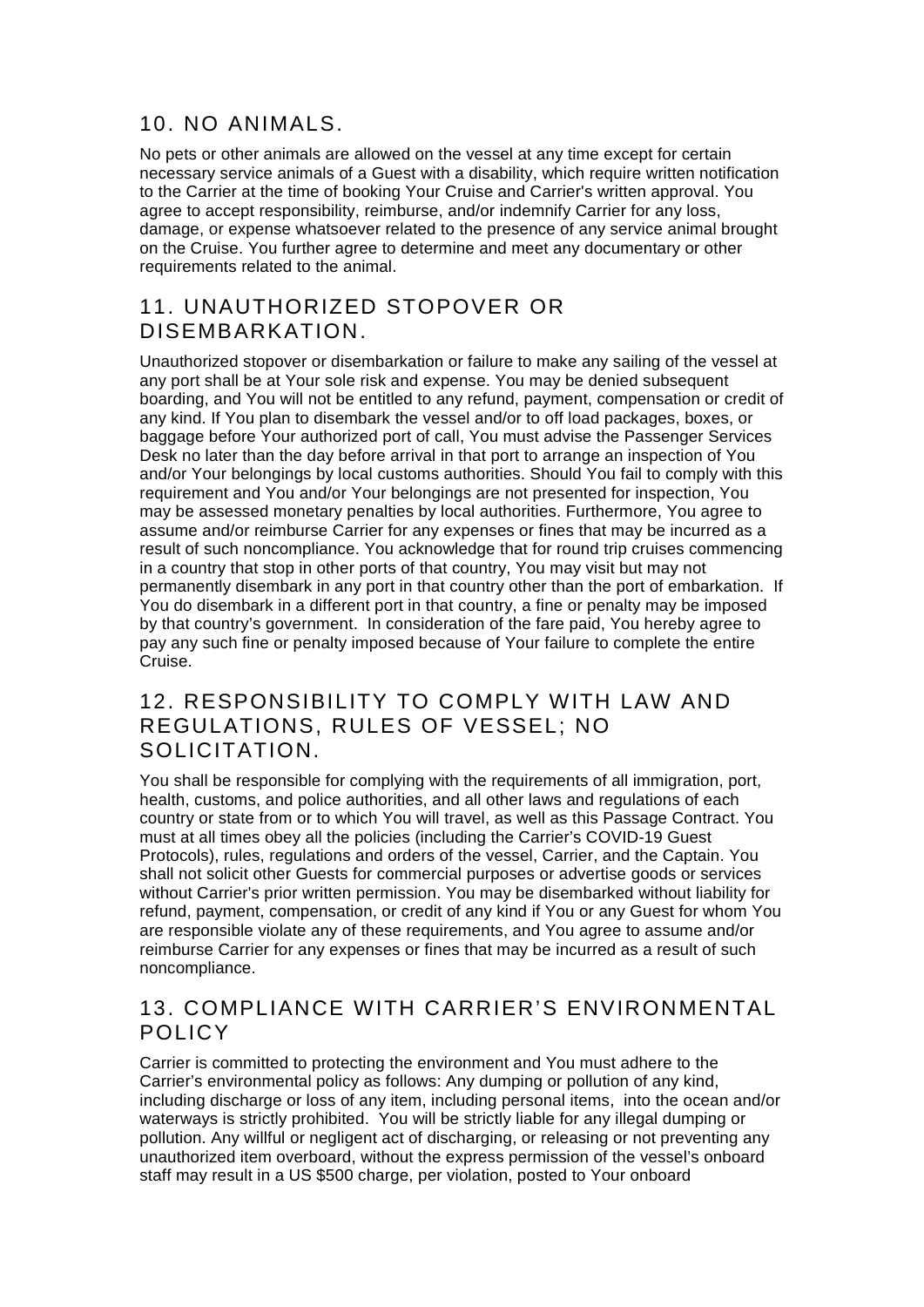## 10. NO ANIMALS.

No pets or other animals are allowed on the vessel at any time except for certain necessary service animals of a Guest with a disability, which require written notification to the Carrier at the time of booking Your Cruise and Carrier's written approval. You agree to accept responsibility, reimburse, and/or indemnify Carrier for any loss, damage, or expense whatsoever related to the presence of any service animal brought on the Cruise. You further agree to determine and meet any documentary or other requirements related to the animal.

## 11. UNAUTHORIZED STOPOVER OR DISEMBARKATION.

Unauthorized stopover or disembarkation or failure to make any sailing of the vessel at any port shall be at Your sole risk and expense. You may be denied subsequent boarding, and You will not be entitled to any refund, payment, compensation or credit of any kind. If You plan to disembark the vessel and/or to off load packages, boxes, or baggage before Your authorized port of call, You must advise the Passenger Services Desk no later than the day before arrival in that port to arrange an inspection of You and/or Your belongings by local customs authorities. Should You fail to comply with this requirement and You and/or Your belongings are not presented for inspection, You may be assessed monetary penalties by local authorities. Furthermore, You agree to assume and/or reimburse Carrier for any expenses or fines that may be incurred as a result of such noncompliance. You acknowledge that for round trip cruises commencing in a country that stop in other ports of that country, You may visit but may not permanently disembark in any port in that country other than the port of embarkation. If You do disembark in a different port in that country, a fine or penalty may be imposed by that country's government. In consideration of the fare paid, You hereby agree to pay any such fine or penalty imposed because of Your failure to complete the entire Cruise.

## 12. RESPONSIBILITY TO COMPLY WITH LAW AND REGULATIONS, RULES OF VESSEL; NO SOLICITATION.

You shall be responsible for complying with the requirements of all immigration, port, health, customs, and police authorities, and all other laws and regulations of each country or state from or to which You will travel, as well as this Passage Contract. You must at all times obey all the policies (including the Carrier's COVID-19 Guest Protocols), rules, regulations and orders of the vessel, Carrier, and the Captain. You shall not solicit other Guests for commercial purposes or advertise goods or services without Carrier's prior written permission. You may be disembarked without liability for refund, payment, compensation, or credit of any kind if You or any Guest for whom You are responsible violate any of these requirements, and You agree to assume and/or reimburse Carrier for any expenses or fines that may be incurred as a result of such noncompliance.

## 13. COMPLIANCE WITH CARRIER'S ENVIRONMENTAL POLICY

Carrier is committed to protecting the environment and You must adhere to the Carrier's environmental policy as follows: Any dumping or pollution of any kind, including discharge or loss of any item, including personal items, into the ocean and/or waterways is strictly prohibited. You will be strictly liable for any illegal dumping or pollution. Any willful or negligent act of discharging, or releasing or not preventing any unauthorized item overboard, without the express permission of the vessel's onboard staff may result in a US $500 charge, per violation, posted to Your onboard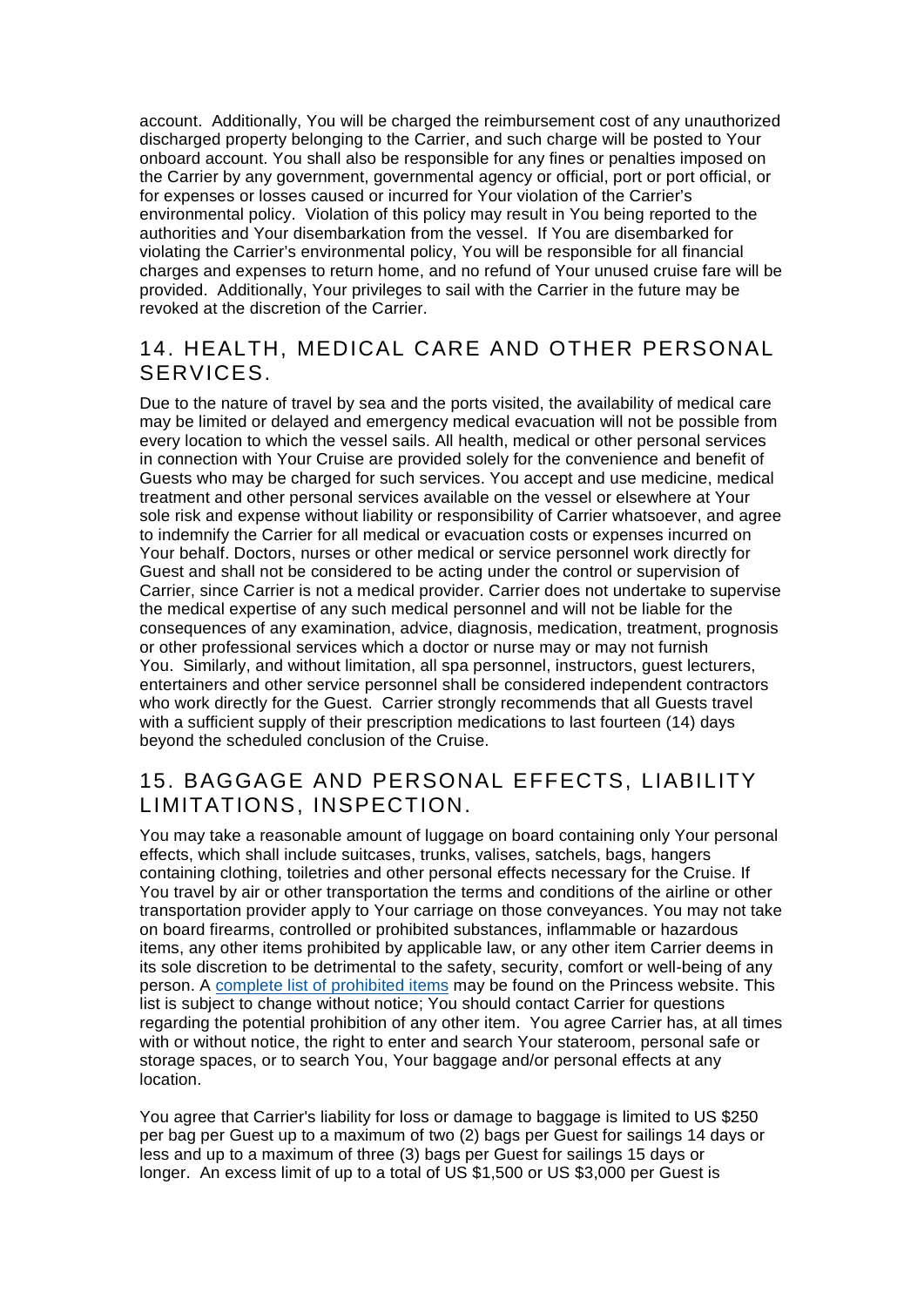account.  Additionally, You will be charged the reimbursement cost of any unauthorized discharged property belonging to the Carrier, and such charge will be posted to Your onboard account. You shall also be responsible for any fines or penalties imposed on the Carrier by any government, governmental agency or official, port or port official, or for expenses or losses caused or incurred for Your violation of the Carrier's environmental policy.  Violation of this policy may result in You being reported to the authorities and Your disembarkation from the vessel.  If You are disembarked for violating the Carrier's environmental policy, You will be responsible for all financial charges and expenses to return home, and no refund of Your unused cruise fare will be provided.  Additionally, Your privileges to sail with the Carrier in the future may be revoked at the discretion of the Carrier.

## 14. HEALTH, MEDICAL CARE AND OTHER PERSONAL SERVICES.

Due to the nature of travel by sea and the ports visited, the availability of medical care may be limited or delayed and emergency medical evacuation will not be possible from every location to which the vessel sails. All health, medical or other personal services in connection with Your Cruise are provided solely for the convenience and benefit of Guests who may be charged for such services. You accept and use medicine, medical treatment and other personal services available on the vessel or elsewhere at Your sole risk and expense without liability or responsibility of Carrier whatsoever, and agree to indemnify the Carrier for all medical or evacuation costs or expenses incurred on Your behalf. Doctors, nurses or other medical or service personnel work directly for Guest and shall not be considered to be acting under the control or supervision of Carrier, since Carrier is not a medical provider. Carrier does not undertake to supervise the medical expertise of any such medical personnel and will not be liable for the consequences of any examination, advice, diagnosis, medication, treatment, prognosis or other professional services which a doctor or nurse may or may not furnish You.  Similarly, and without limitation, all spa personnel, instructors, guest lecturers, entertainers and other service personnel shall be considered independent contractors who work directly for the Guest.  Carrier strongly recommends that all Guests travel with a sufficient supply of their prescription medications to last fourteen (14) days beyond the scheduled conclusion of the Cruise.

## 15. BAGGAGE AND PERSONAL EFFECTS, LIABILITY LIMITATIONS, INSPECTION.

You may take a reasonable amount of luggage on board containing only Your personal effects, which shall include suitcases, trunks, valises, satchels, bags, hangers containing clothing, toiletries and other personal effects necessary for the Cruise. If You travel by air or other transportation the terms and conditions of the airline or other transportation provider apply to Your carriage on those conveyances. You may not take on board firearms, controlled or prohibited substances, inflammable or hazardous items, any other items prohibited by applicable law, or any other item Carrier deems in its sole discretion to be detrimental to the safety, security, comfort or well-being of any person. A complete list of prohibited items may be found on the Princess website. This list is subject to change without notice; You should contact Carrier for questions regarding the potential prohibition of any other item.  You agree Carrier has, at all times with or without notice, the right to enter and search Your stateroom, personal safe or storage spaces, or to search You, Your baggage and/or personal effects at any location.

You agree that Carrier's liability for loss or damage to baggage is limited to US $250 per bag per Guest up to a maximum of two (2) bags per Guest for sailings 14 days or less and up to a maximum of three (3) bags per Guest for sailings 15 days or longer.  An excess limit of up to a total of US $1,500 or US $3,000 per Guest is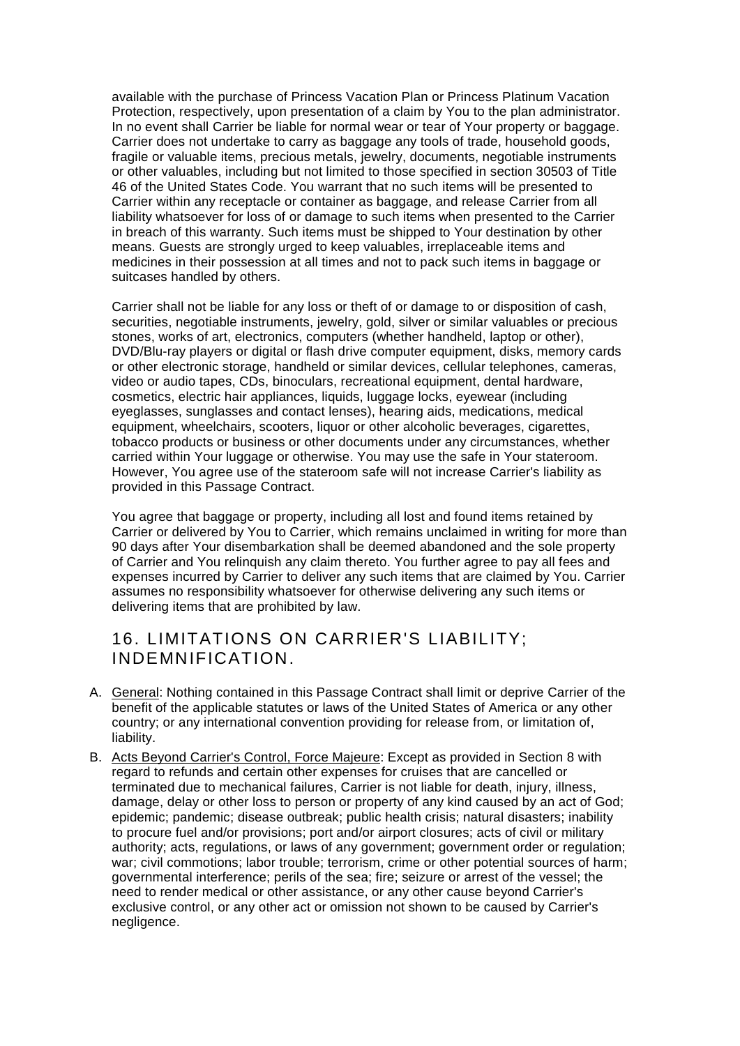available with the purchase of Princess Vacation Plan or Princess Platinum Vacation Protection, respectively, upon presentation of a claim by You to the plan administrator. In no event shall Carrier be liable for normal wear or tear of Your property or baggage. Carrier does not undertake to carry as baggage any tools of trade, household goods, fragile or valuable items, precious metals, jewelry, documents, negotiable instruments or other valuables, including but not limited to those specified in section 30503 of Title 46 of the United States Code. You warrant that no such items will be presented to Carrier within any receptacle or container as baggage, and release Carrier from all liability whatsoever for loss of or damage to such items when presented to the Carrier in breach of this warranty. Such items must be shipped to Your destination by other means. Guests are strongly urged to keep valuables, irreplaceable items and medicines in their possession at all times and not to pack such items in baggage or suitcases handled by others.

Carrier shall not be liable for any loss or theft of or damage to or disposition of cash, securities, negotiable instruments, jewelry, gold, silver or similar valuables or precious stones, works of art, electronics, computers (whether handheld, laptop or other), DVD/Blu-ray players or digital or flash drive computer equipment, disks, memory cards or other electronic storage, handheld or similar devices, cellular telephones, cameras, video or audio tapes, CDs, binoculars, recreational equipment, dental hardware, cosmetics, electric hair appliances, liquids, luggage locks, eyewear (including eyeglasses, sunglasses and contact lenses), hearing aids, medications, medical equipment, wheelchairs, scooters, liquor or other alcoholic beverages, cigarettes, tobacco products or business or other documents under any circumstances, whether carried within Your luggage or otherwise. You may use the safe in Your stateroom. However, You agree use of the stateroom safe will not increase Carrier's liability as provided in this Passage Contract.

You agree that baggage or property, including all lost and found items retained by Carrier or delivered by You to Carrier, which remains unclaimed in writing for more than 90 days after Your disembarkation shall be deemed abandoned and the sole property of Carrier and You relinquish any claim thereto. You further agree to pay all fees and expenses incurred by Carrier to deliver any such items that are claimed by You. Carrier assumes no responsibility whatsoever for otherwise delivering any such items or delivering items that are prohibited by law.

## 16. LIMITATIONS ON CARRIER'S LIABILITY; INDEMNIFICATION.

A. General: Nothing contained in this Passage Contract shall limit or deprive Carrier of the benefit of the applicable statutes or laws of the United States of America or any other country; or any international convention providing for release from, or limitation of, liability.

B. Acts Beyond Carrier's Control, Force Majeure: Except as provided in Section 8 with regard to refunds and certain other expenses for cruises that are cancelled or terminated due to mechanical failures, Carrier is not liable for death, injury, illness, damage, delay or other loss to person or property of any kind caused by an act of God; epidemic; pandemic; disease outbreak; public health crisis; natural disasters; inability to procure fuel and/or provisions; port and/or airport closures; acts of civil or military authority; acts, regulations, or laws of any government; government order or regulation; war; civil commotions; labor trouble; terrorism, crime or other potential sources of harm; governmental interference; perils of the sea; fire; seizure or arrest of the vessel; the need to render medical or other assistance, or any other cause beyond Carrier's exclusive control, or any other act or omission not shown to be caused by Carrier's negligence.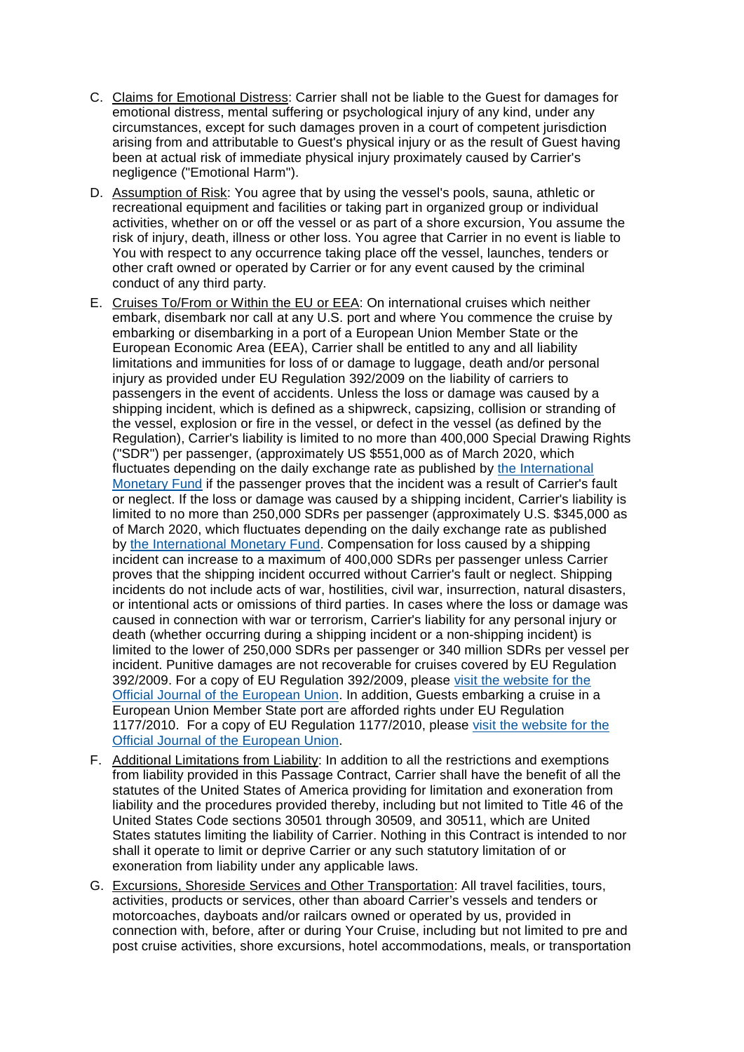C. Claims for Emotional Distress: Carrier shall not be liable to the Guest for damages for emotional distress, mental suffering or psychological injury of any kind, under any circumstances, except for such damages proven in a court of competent jurisdiction arising from and attributable to Guest's physical injury or as the result of Guest having been at actual risk of immediate physical injury proximately caused by Carrier's negligence ("Emotional Harm").

D. Assumption of Risk: You agree that by using the vessel's pools, sauna, athletic or recreational equipment and facilities or taking part in organized group or individual activities, whether on or off the vessel or as part of a shore excursion, You assume the risk of injury, death, illness or other loss. You agree that Carrier in no event is liable to You with respect to any occurrence taking place off the vessel, launches, tenders or other craft owned or operated by Carrier or for any event caused by the criminal conduct of any third party.

E. Cruises To/From or Within the EU or EEA: On international cruises which neither embark, disembark nor call at any U.S. port and where You commence the cruise by embarking or disembarking in a port of a European Union Member State or the European Economic Area (EEA), Carrier shall be entitled to any and all liability limitations and immunities for loss of or damage to luggage, death and/or personal injury as provided under EU Regulation 392/2009 on the liability of carriers to passengers in the event of accidents. Unless the loss or damage was caused by a shipping incident, which is defined as a shipwreck, capsizing, collision or stranding of the vessel, explosion or fire in the vessel, or defect in the vessel (as defined by the Regulation), Carrier's liability is limited to no more than 400,000 Special Drawing Rights ("SDR") per passenger, (approximately US $551,000 as of March 2020, which fluctuates depending on the daily exchange rate as published by [the International Monetary Fund](#) if the passenger proves that the incident was a result of Carrier's fault or neglect. If the loss or damage was caused by a shipping incident, Carrier's liability is limited to no more than 250,000 SDRs per passenger (approximately U.S. $345,000 as of March 2020, which fluctuates depending on the daily exchange rate as published by [the International Monetary Fund](#). Compensation for loss caused by a shipping incident can increase to a maximum of 400,000 SDRs per passenger unless Carrier proves that the shipping incident occurred without Carrier's fault or neglect. Shipping incidents do not include acts of war, hostilities, civil war, insurrection, natural disasters, or intentional acts or omissions of third parties. In cases where the loss or damage was caused in connection with war or terrorism, Carrier's liability for any personal injury or death (whether occurring during a shipping incident or a non-shipping incident) is limited to the lower of 250,000 SDRs per passenger or 340 million SDRs per vessel per incident. Punitive damages are not recoverable for cruises covered by EU Regulation 392/2009. For a copy of EU Regulation 392/2009, please [visit the website for the Official Journal of the European Union](#). In addition, Guests embarking a cruise in a European Union Member State port are afforded rights under EU Regulation 1177/2010. For a copy of EU Regulation 1177/2010, please [visit the website for the Official Journal of the European Union](#).

F. Additional Limitations from Liability: In addition to all the restrictions and exemptions from liability provided in this Passage Contract, Carrier shall have the benefit of all the statutes of the United States of America providing for limitation and exoneration from liability and the procedures provided thereby, including but not limited to Title 46 of the United States Code sections 30501 through 30509, and 30511, which are United States statutes limiting the liability of Carrier. Nothing in this Contract is intended to nor shall it operate to limit or deprive Carrier or any such statutory limitation of or exoneration from liability under any applicable laws.

G. Excursions, Shoreside Services and Other Transportation: All travel facilities, tours, activities, products or services, other than aboard Carrier's vessels and tenders or motorcoaches, dayboats and/or railcars owned or operated by us, provided in connection with, before, after or during Your Cruise, including but not limited to pre and post cruise activities, shore excursions, hotel accommodations, meals, or transportation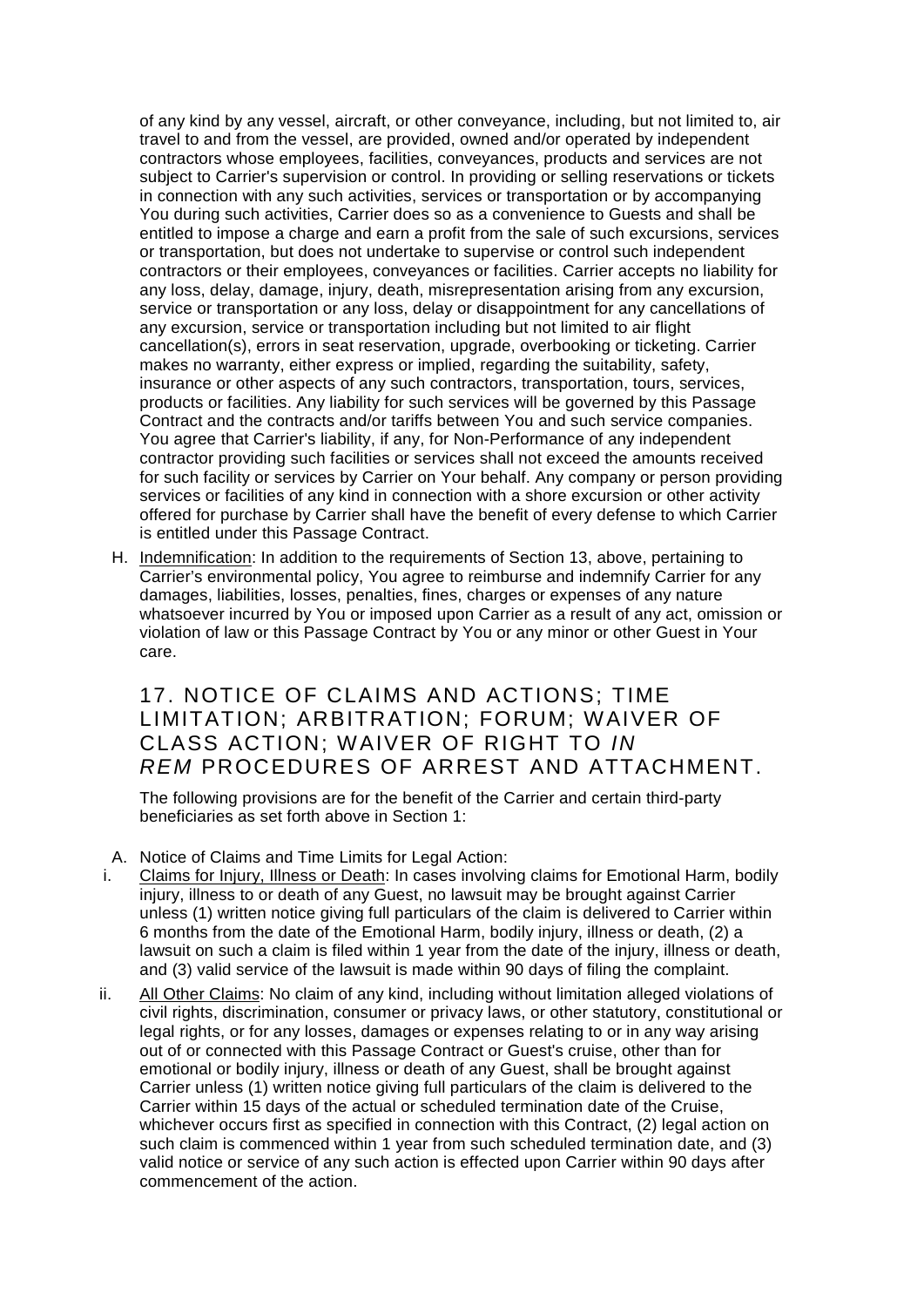of any kind by any vessel, aircraft, or other conveyance, including, but not limited to, air travel to and from the vessel, are provided, owned and/or operated by independent contractors whose employees, facilities, conveyances, products and services are not subject to Carrier's supervision or control. In providing or selling reservations or tickets in connection with any such activities, services or transportation or by accompanying You during such activities, Carrier does so as a convenience to Guests and shall be entitled to impose a charge and earn a profit from the sale of such excursions, services or transportation, but does not undertake to supervise or control such independent contractors or their employees, conveyances or facilities. Carrier accepts no liability for any loss, delay, damage, injury, death, misrepresentation arising from any excursion, service or transportation or any loss, delay or disappointment for any cancellations of any excursion, service or transportation including but not limited to air flight cancellation(s), errors in seat reservation, upgrade, overbooking or ticketing. Carrier makes no warranty, either express or implied, regarding the suitability, safety, insurance or other aspects of any such contractors, transportation, tours, services, products or facilities. Any liability for such services will be governed by this Passage Contract and the contracts and/or tariffs between You and such service companies. You agree that Carrier's liability, if any, for Non-Performance of any independent contractor providing such facilities or services shall not exceed the amounts received for such facility or services by Carrier on Your behalf. Any company or person providing services or facilities of any kind in connection with a shore excursion or other activity offered for purchase by Carrier shall have the benefit of every defense to which Carrier is entitled under this Passage Contract.

H. Indemnification: In addition to the requirements of Section 13, above, pertaining to Carrier's environmental policy, You agree to reimburse and indemnify Carrier for any damages, liabilities, losses, penalties, fines, charges or expenses of any nature whatsoever incurred by You or imposed upon Carrier as a result of any act, omission or violation of law or this Passage Contract by You or any minor or other Guest in Your care.

## 17. NOTICE OF CLAIMS AND ACTIONS; TIME LIMITATION; ARBITRATION; FORUM; WAIVER OF CLASS ACTION; WAIVER OF RIGHT TO *IN REM* PROCEDURES OF ARREST AND ATTACHMENT.

The following provisions are for the benefit of the Carrier and certain third-party beneficiaries as set forth above in Section 1:

A. Notice of Claims and Time Limits for Legal Action:

i. Claims for Injury, Illness or Death: In cases involving claims for Emotional Harm, bodily injury, illness to or death of any Guest, no lawsuit may be brought against Carrier unless (1) written notice giving full particulars of the claim is delivered to Carrier within 6 months from the date of the Emotional Harm, bodily injury, illness or death, (2) a lawsuit on such a claim is filed within 1 year from the date of the injury, illness or death, and (3) valid service of the lawsuit is made within 90 days of filing the complaint.

ii. All Other Claims: No claim of any kind, including without limitation alleged violations of civil rights, discrimination, consumer or privacy laws, or other statutory, constitutional or legal rights, or for any losses, damages or expenses relating to or in any way arising out of or connected with this Passage Contract or Guest's cruise, other than for emotional or bodily injury, illness or death of any Guest, shall be brought against Carrier unless (1) written notice giving full particulars of the claim is delivered to the Carrier within 15 days of the actual or scheduled termination date of the Cruise, whichever occurs first as specified in connection with this Contract, (2) legal action on such claim is commenced within 1 year from such scheduled termination date, and (3) valid notice or service of any such action is effected upon Carrier within 90 days after commencement of the action.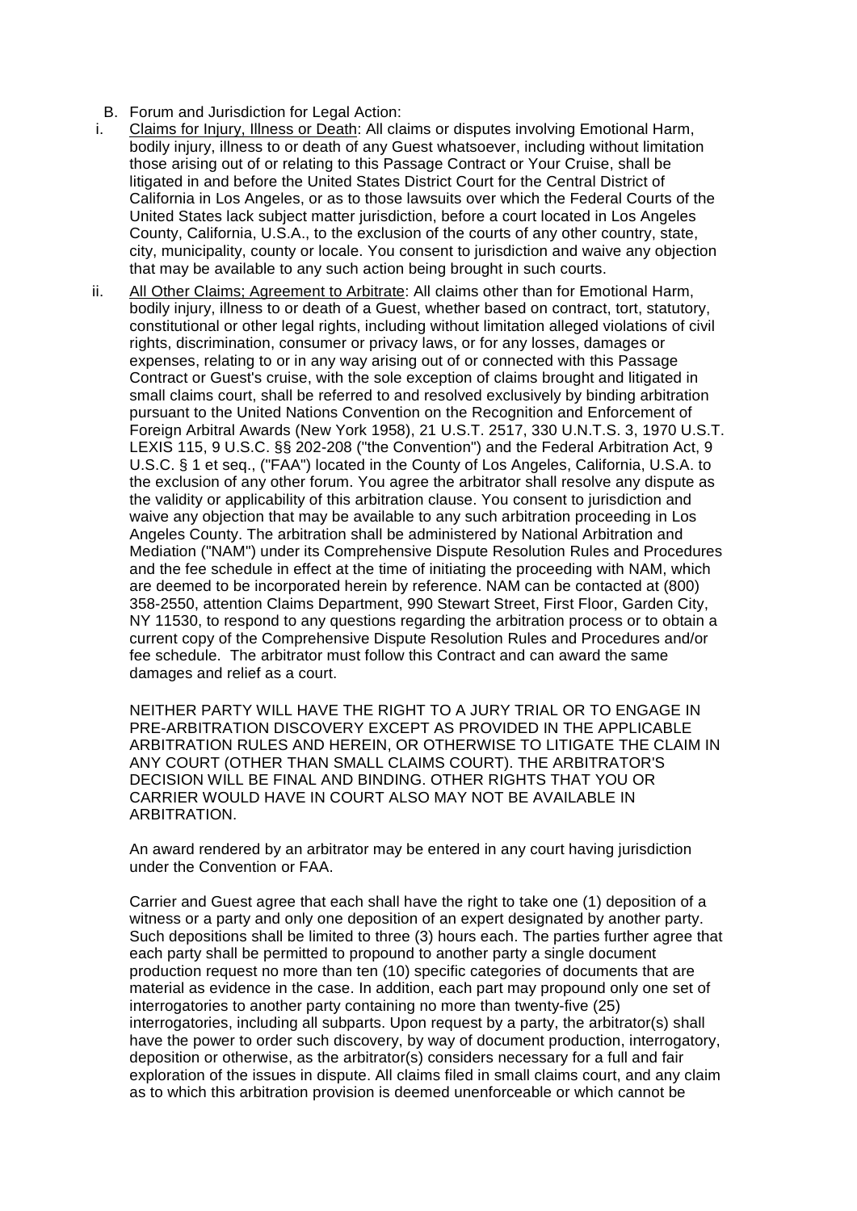B. Forum and Jurisdiction for Legal Action:

i. Claims for Injury, Illness or Death: All claims or disputes involving Emotional Harm, bodily injury, illness to or death of any Guest whatsoever, including without limitation those arising out of or relating to this Passage Contract or Your Cruise, shall be litigated in and before the United States District Court for the Central District of California in Los Angeles, or as to those lawsuits over which the Federal Courts of the United States lack subject matter jurisdiction, before a court located in Los Angeles County, California, U.S.A., to the exclusion of the courts of any other country, state, city, municipality, county or locale. You consent to jurisdiction and waive any objection that may be available to any such action being brought in such courts.

ii. All Other Claims; Agreement to Arbitrate: All claims other than for Emotional Harm, bodily injury, illness to or death of a Guest, whether based on contract, tort, statutory, constitutional or other legal rights, including without limitation alleged violations of civil rights, discrimination, consumer or privacy laws, or for any losses, damages or expenses, relating to or in any way arising out of or connected with this Passage Contract or Guest's cruise, with the sole exception of claims brought and litigated in small claims court, shall be referred to and resolved exclusively by binding arbitration pursuant to the United Nations Convention on the Recognition and Enforcement of Foreign Arbitral Awards (New York 1958), 21 U.S.T. 2517, 330 U.N.T.S. 3, 1970 U.S.T. LEXIS 115, 9 U.S.C. §§ 202-208 ("the Convention") and the Federal Arbitration Act, 9 U.S.C. § 1 et seq., ("FAA") located in the County of Los Angeles, California, U.S.A. to the exclusion of any other forum. You agree the arbitrator shall resolve any dispute as the validity or applicability of this arbitration clause. You consent to jurisdiction and waive any objection that may be available to any such arbitration proceeding in Los Angeles County. The arbitration shall be administered by National Arbitration and Mediation ("NAM") under its Comprehensive Dispute Resolution Rules and Procedures and the fee schedule in effect at the time of initiating the proceeding with NAM, which are deemed to be incorporated herein by reference. NAM can be contacted at (800) 358-2550, attention Claims Department, 990 Stewart Street, First Floor, Garden City, NY 11530, to respond to any questions regarding the arbitration process or to obtain a current copy of the Comprehensive Dispute Resolution Rules and Procedures and/or fee schedule. The arbitrator must follow this Contract and can award the same damages and relief as a court.

NEITHER PARTY WILL HAVE THE RIGHT TO A JURY TRIAL OR TO ENGAGE IN PRE-ARBITRATION DISCOVERY EXCEPT AS PROVIDED IN THE APPLICABLE ARBITRATION RULES AND HEREIN, OR OTHERWISE TO LITIGATE THE CLAIM IN ANY COURT (OTHER THAN SMALL CLAIMS COURT). THE ARBITRATOR'S DECISION WILL BE FINAL AND BINDING. OTHER RIGHTS THAT YOU OR CARRIER WOULD HAVE IN COURT ALSO MAY NOT BE AVAILABLE IN ARBITRATION.

An award rendered by an arbitrator may be entered in any court having jurisdiction under the Convention or FAA.

Carrier and Guest agree that each shall have the right to take one (1) deposition of a witness or a party and only one deposition of an expert designated by another party. Such depositions shall be limited to three (3) hours each. The parties further agree that each party shall be permitted to propound to another party a single document production request no more than ten (10) specific categories of documents that are material as evidence in the case. In addition, each part may propound only one set of interrogatories to another party containing no more than twenty-five (25) interrogatories, including all subparts. Upon request by a party, the arbitrator(s) shall have the power to order such discovery, by way of document production, interrogatory, deposition or otherwise, as the arbitrator(s) considers necessary for a full and fair exploration of the issues in dispute. All claims filed in small claims court, and any claim as to which this arbitration provision is deemed unenforceable or which cannot be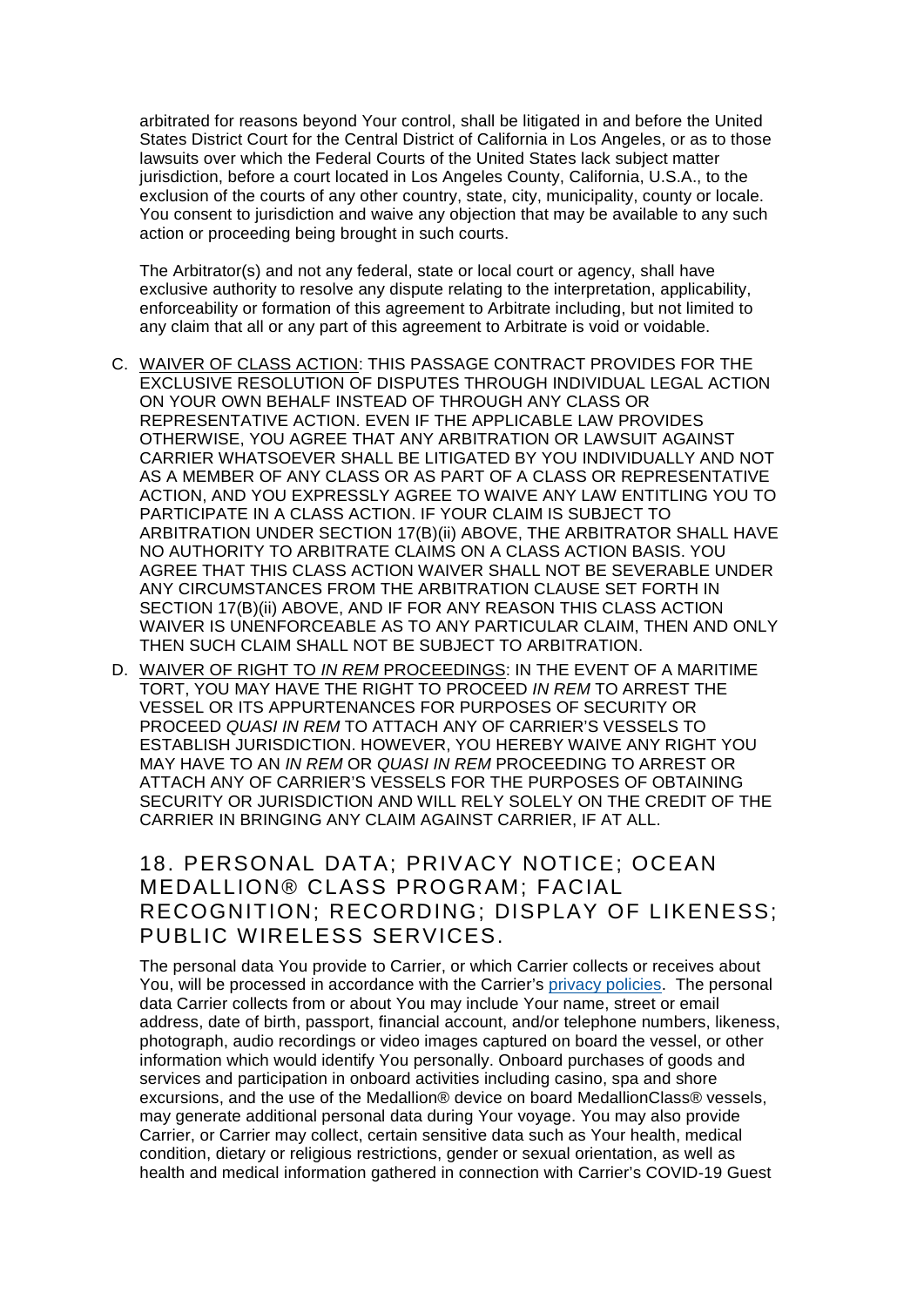arbitrated for reasons beyond Your control, shall be litigated in and before the United States District Court for the Central District of California in Los Angeles, or as to those lawsuits over which the Federal Courts of the United States lack subject matter jurisdiction, before a court located in Los Angeles County, California, U.S.A., to the exclusion of the courts of any other country, state, city, municipality, county or locale. You consent to jurisdiction and waive any objection that may be available to any such action or proceeding being brought in such courts.

The Arbitrator(s) and not any federal, state or local court or agency, shall have exclusive authority to resolve any dispute relating to the interpretation, applicability, enforceability or formation of this agreement to Arbitrate including, but not limited to any claim that all or any part of this agreement to Arbitrate is void or voidable.

C. <u>WAIVER OF CLASS ACTION</u>: THIS PASSAGE CONTRACT PROVIDES FOR THE EXCLUSIVE RESOLUTION OF DISPUTES THROUGH INDIVIDUAL LEGAL ACTION ON YOUR OWN BEHALF INSTEAD OF THROUGH ANY CLASS OR REPRESENTATIVE ACTION. EVEN IF THE APPLICABLE LAW PROVIDES OTHERWISE, YOU AGREE THAT ANY ARBITRATION OR LAWSUIT AGAINST CARRIER WHATSOEVER SHALL BE LITIGATED BY YOU INDIVIDUALLY AND NOT AS A MEMBER OF ANY CLASS OR AS PART OF A CLASS OR REPRESENTATIVE ACTION, AND YOU EXPRESSLY AGREE TO WAIVE ANY LAW ENTITLING YOU TO PARTICIPATE IN A CLASS ACTION. IF YOUR CLAIM IS SUBJECT TO ARBITRATION UNDER SECTION 17(B)(ii) ABOVE, THE ARBITRATOR SHALL HAVE NO AUTHORITY TO ARBITRATE CLAIMS ON A CLASS ACTION BASIS. YOU AGREE THAT THIS CLASS ACTION WAIVER SHALL NOT BE SEVERABLE UNDER ANY CIRCUMSTANCES FROM THE ARBITRATION CLAUSE SET FORTH IN SECTION 17(B)(ii) ABOVE, AND IF FOR ANY REASON THIS CLASS ACTION WAIVER IS UNENFORCEABLE AS TO ANY PARTICULAR CLAIM, THEN AND ONLY THEN SUCH CLAIM SHALL NOT BE SUBJECT TO ARBITRATION.

D. <u>WAIVER OF RIGHT TO *IN REM* PROCEEDINGS</u>: IN THE EVENT OF A MARITIME TORT, YOU MAY HAVE THE RIGHT TO PROCEED *IN REM* TO ARREST THE VESSEL OR ITS APPURTENANCES FOR PURPOSES OF SECURITY OR PROCEED *QUASI IN REM* TO ATTACH ANY OF CARRIER'S VESSELS TO ESTABLISH JURISDICTION. HOWEVER, YOU HEREBY WAIVE ANY RIGHT YOU MAY HAVE TO AN *IN REM* OR *QUASI IN REM* PROCEEDING TO ARREST OR ATTACH ANY OF CARRIER'S VESSELS FOR THE PURPOSES OF OBTAINING SECURITY OR JURISDICTION AND WILL RELY SOLELY ON THE CREDIT OF THE CARRIER IN BRINGING ANY CLAIM AGAINST CARRIER, IF AT ALL.

## 18. PERSONAL DATA; PRIVACY NOTICE; OCEAN MEDALLION® CLASS PROGRAM; FACIAL RECOGNITION; RECORDING; DISPLAY OF LIKENESS; PUBLIC WIRELESS SERVICES.

The personal data You provide to Carrier, or which Carrier collects or receives about You, will be processed in accordance with the Carrier's privacy policies. The personal data Carrier collects from or about You may include Your name, street or email address, date of birth, passport, financial account, and/or telephone numbers, likeness, photograph, audio recordings or video images captured on board the vessel, or other information which would identify You personally. Onboard purchases of goods and services and participation in onboard activities including casino, spa and shore excursions, and the use of the Medallion® device on board MedallionClass® vessels, may generate additional personal data during Your voyage. You may also provide Carrier, or Carrier may collect, certain sensitive data such as Your health, medical condition, dietary or religious restrictions, gender or sexual orientation, as well as health and medical information gathered in connection with Carrier's COVID-19 Guest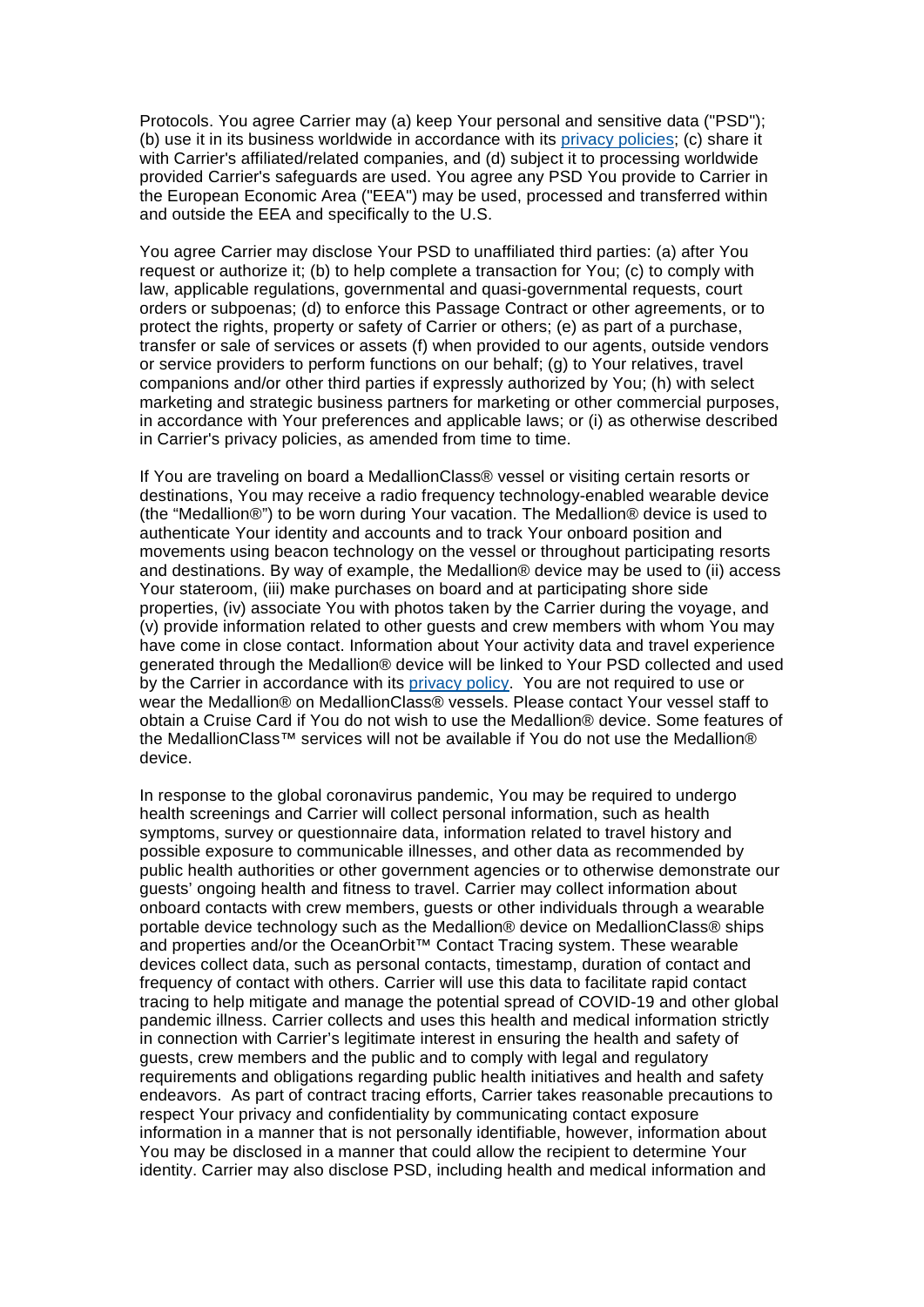Protocols. You agree Carrier may (a) keep Your personal and sensitive data ("PSD"); (b) use it in its business worldwide in accordance with its privacy policies; (c) share it with Carrier's affiliated/related companies, and (d) subject it to processing worldwide provided Carrier's safeguards are used. You agree any PSD You provide to Carrier in the European Economic Area ("EEA") may be used, processed and transferred within and outside the EEA and specifically to the U.S.

You agree Carrier may disclose Your PSD to unaffiliated third parties: (a) after You request or authorize it; (b) to help complete a transaction for You; (c) to comply with law, applicable regulations, governmental and quasi-governmental requests, court orders or subpoenas; (d) to enforce this Passage Contract or other agreements, or to protect the rights, property or safety of Carrier or others; (e) as part of a purchase, transfer or sale of services or assets (f) when provided to our agents, outside vendors or service providers to perform functions on our behalf; (g) to Your relatives, travel companions and/or other third parties if expressly authorized by You; (h) with select marketing and strategic business partners for marketing or other commercial purposes, in accordance with Your preferences and applicable laws; or (i) as otherwise described in Carrier's privacy policies, as amended from time to time.

If You are traveling on board a MedallionClass® vessel or visiting certain resorts or destinations, You may receive a radio frequency technology-enabled wearable device (the "Medallion®") to be worn during Your vacation. The Medallion® device is used to authenticate Your identity and accounts and to track Your onboard position and movements using beacon technology on the vessel or throughout participating resorts and destinations. By way of example, the Medallion® device may be used to (ii) access Your stateroom, (iii) make purchases on board and at participating shore side properties, (iv) associate You with photos taken by the Carrier during the voyage, and (v) provide information related to other guests and crew members with whom You may have come in close contact. Information about Your activity data and travel experience generated through the Medallion® device will be linked to Your PSD collected and used by the Carrier in accordance with its privacy policy. You are not required to use or wear the Medallion® on MedallionClass® vessels. Please contact Your vessel staff to obtain a Cruise Card if You do not wish to use the Medallion® device. Some features of the MedallionClass™ services will not be available if You do not use the Medallion® device.

In response to the global coronavirus pandemic, You may be required to undergo health screenings and Carrier will collect personal information, such as health symptoms, survey or questionnaire data, information related to travel history and possible exposure to communicable illnesses, and other data as recommended by public health authorities or other government agencies or to otherwise demonstrate our guests' ongoing health and fitness to travel. Carrier may collect information about onboard contacts with crew members, guests or other individuals through a wearable portable device technology such as the Medallion® device on MedallionClass® ships and properties and/or the OceanOrbit™ Contact Tracing system. These wearable devices collect data, such as personal contacts, timestamp, duration of contact and frequency of contact with others. Carrier will use this data to facilitate rapid contact tracing to help mitigate and manage the potential spread of COVID-19 and other global pandemic illness. Carrier collects and uses this health and medical information strictly in connection with Carrier's legitimate interest in ensuring the health and safety of guests, crew members and the public and to comply with legal and regulatory requirements and obligations regarding public health initiatives and health and safety endeavors. As part of contract tracing efforts, Carrier takes reasonable precautions to respect Your privacy and confidentiality by communicating contact exposure information in a manner that is not personally identifiable, however, information about You may be disclosed in a manner that could allow the recipient to determine Your identity. Carrier may also disclose PSD, including health and medical information and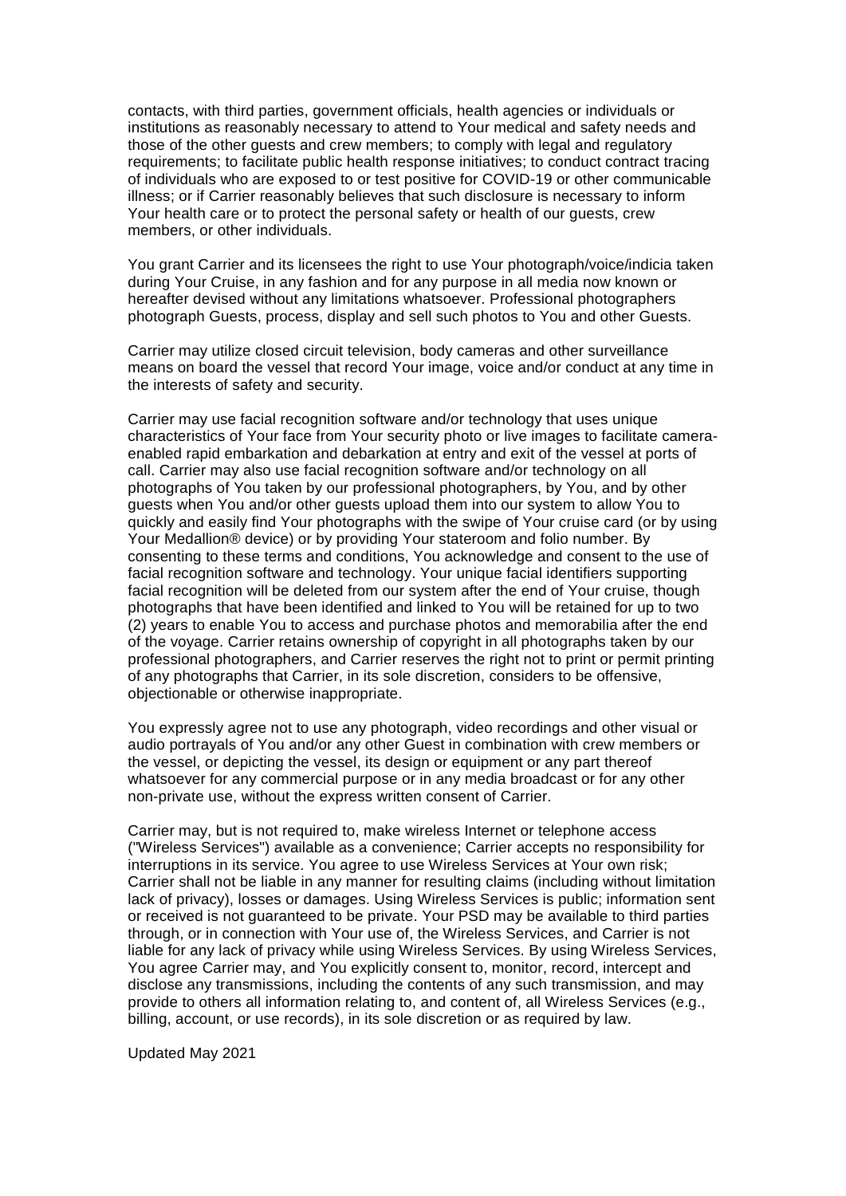contacts, with third parties, government officials, health agencies or individuals or institutions as reasonably necessary to attend to Your medical and safety needs and those of the other guests and crew members; to comply with legal and regulatory requirements; to facilitate public health response initiatives; to conduct contract tracing of individuals who are exposed to or test positive for COVID-19 or other communicable illness; or if Carrier reasonably believes that such disclosure is necessary to inform Your health care or to protect the personal safety or health of our guests, crew members, or other individuals.

You grant Carrier and its licensees the right to use Your photograph/voice/indicia taken during Your Cruise, in any fashion and for any purpose in all media now known or hereafter devised without any limitations whatsoever. Professional photographers photograph Guests, process, display and sell such photos to You and other Guests.

Carrier may utilize closed circuit television, body cameras and other surveillance means on board the vessel that record Your image, voice and/or conduct at any time in the interests of safety and security.

Carrier may use facial recognition software and/or technology that uses unique characteristics of Your face from Your security photo or live images to facilitate camera-enabled rapid embarkation and debarkation at entry and exit of the vessel at ports of call. Carrier may also use facial recognition software and/or technology on all photographs of You taken by our professional photographers, by You, and by other guests when You and/or other guests upload them into our system to allow You to quickly and easily find Your photographs with the swipe of Your cruise card (or by using Your Medallion® device) or by providing Your stateroom and folio number. By consenting to these terms and conditions, You acknowledge and consent to the use of facial recognition software and technology. Your unique facial identifiers supporting facial recognition will be deleted from our system after the end of Your cruise, though photographs that have been identified and linked to You will be retained for up to two (2) years to enable You to access and purchase photos and memorabilia after the end of the voyage. Carrier retains ownership of copyright in all photographs taken by our professional photographers, and Carrier reserves the right not to print or permit printing of any photographs that Carrier, in its sole discretion, considers to be offensive, objectionable or otherwise inappropriate.

You expressly agree not to use any photograph, video recordings and other visual or audio portrayals of You and/or any other Guest in combination with crew members or the vessel, or depicting the vessel, its design or equipment or any part thereof whatsoever for any commercial purpose or in any media broadcast or for any other non-private use, without the express written consent of Carrier.

Carrier may, but is not required to, make wireless Internet or telephone access ("Wireless Services") available as a convenience; Carrier accepts no responsibility for interruptions in its service. You agree to use Wireless Services at Your own risk; Carrier shall not be liable in any manner for resulting claims (including without limitation lack of privacy), losses or damages. Using Wireless Services is public; information sent or received is not guaranteed to be private. Your PSD may be available to third parties through, or in connection with Your use of, the Wireless Services, and Carrier is not liable for any lack of privacy while using Wireless Services. By using Wireless Services, You agree Carrier may, and You explicitly consent to, monitor, record, intercept and disclose any transmissions, including the contents of any such transmission, and may provide to others all information relating to, and content of, all Wireless Services (e.g., billing, account, or use records), in its sole discretion or as required by law.

Updated May 2021